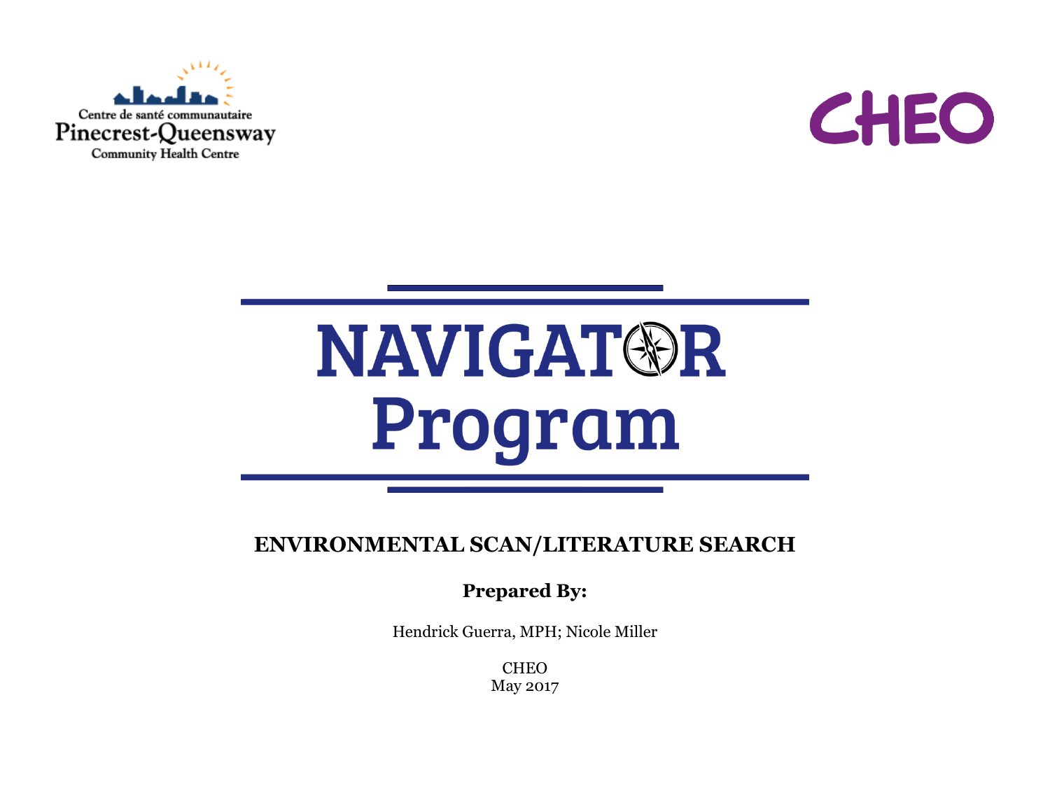Centre de santé communautaire
Pinecrest-Queensway
Community Health Centre

CHEO

# NAVIGATOR Program

## ENVIRONMENTAL SCAN/LITERATURE SEARCH

**Prepared By:**

Hendrick Guerra, MPH; Nicole Miller

CHEO
May 2017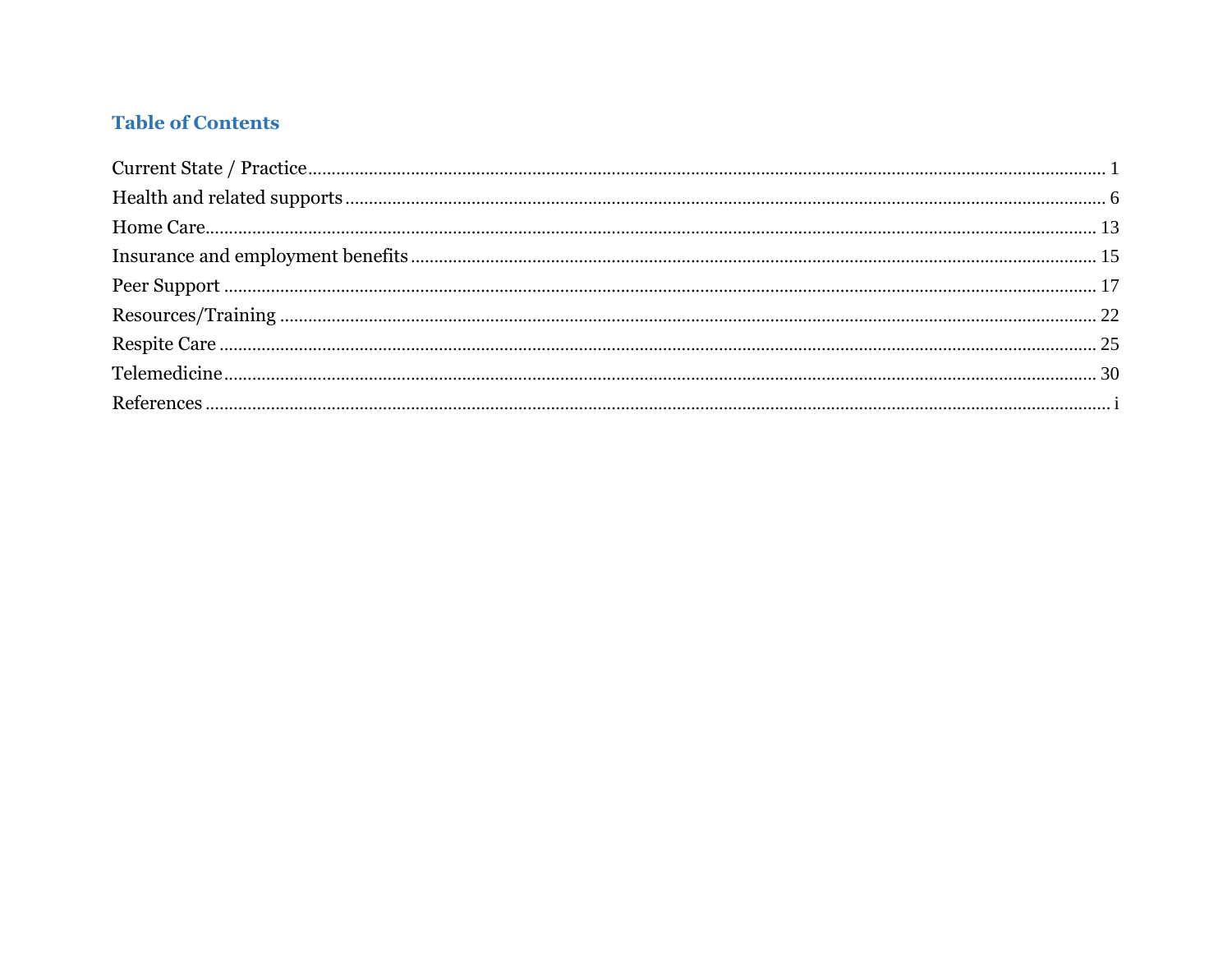## Table of Contents

Current State / Practice ........ 1
Health and related supports ........ 6
Home Care ........ 13
Insurance and employment benefits ........ 15
Peer Support ........ 17
Resources/Training ........ 22
Respite Care ........ 25
Telemedicine ........ 30
References ........ i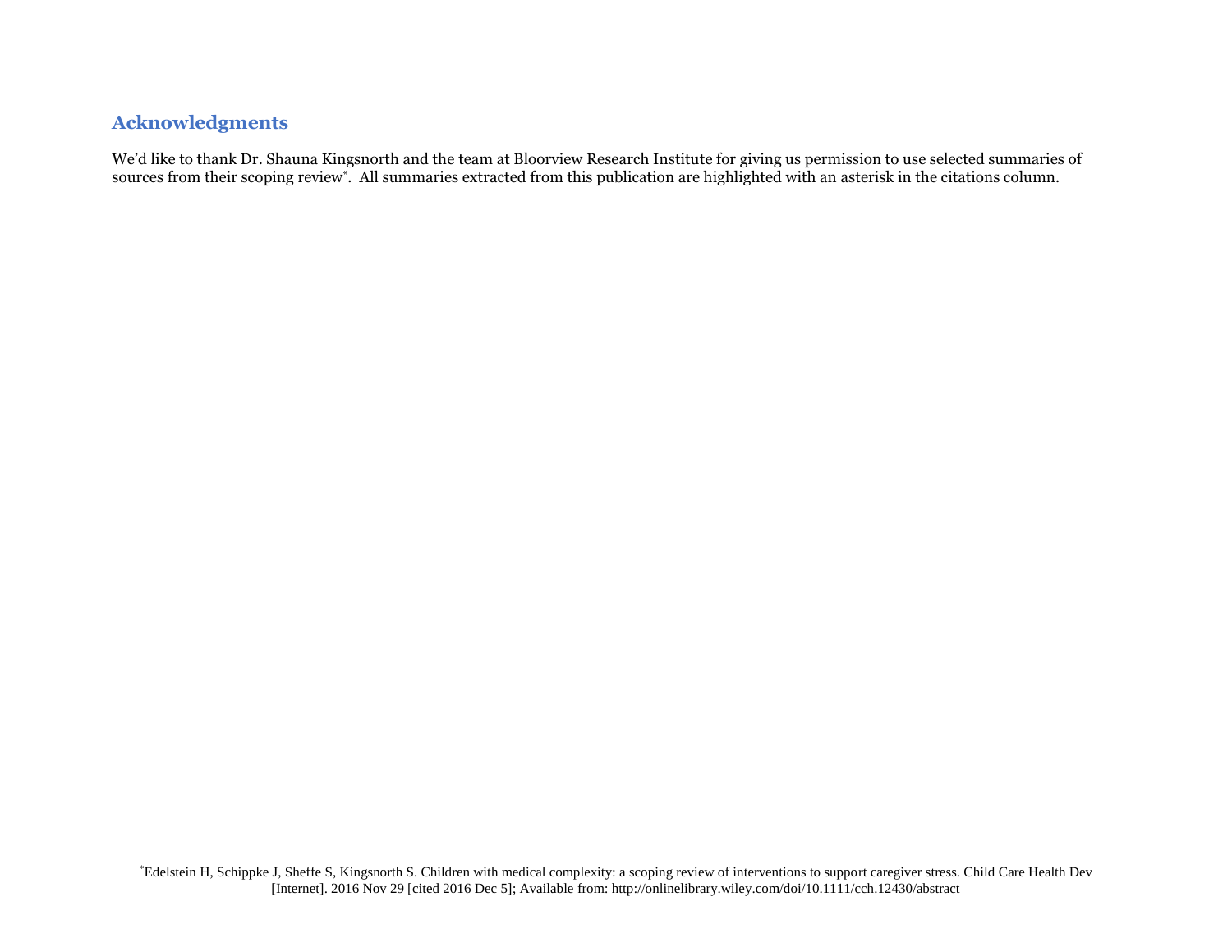## Acknowledgments

We'd like to thank Dr. Shauna Kingsnorth and the team at Bloorview Research Institute for giving us permission to use selected summaries of sources from their scoping review*. All summaries extracted from this publication are highlighted with an asterisk in the citations column.

*Edelstein H, Schippke J, Sheffe S, Kingsnorth S. Children with medical complexity: a scoping review of interventions to support caregiver stress. Child Care Health Dev [Internet]. 2016 Nov 29 [cited 2016 Dec 5]; Available from: http://onlinelibrary.wiley.com/doi/10.1111/cch.12430/abstract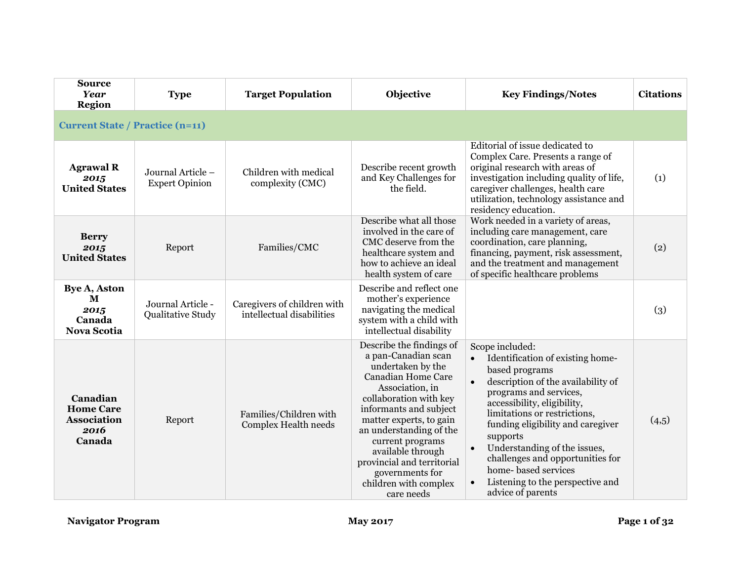| Source *Year* Region | Type | Target Population | Objective | Key Findings/Notes | Citations |
|---|---|---|---|---|---|
| **Current State / Practice (n=11)** | | | | | |
| **Agrawal R** ***2015*** **United States** | Journal Article – Expert Opinion | Children with medical complexity (CMC) | Describe recent growth and Key Challenges for the field. | Editorial of issue dedicated to Complex Care. Presents a range of original research with areas of investigation including quality of life, caregiver challenges, health care utilization, technology assistance and residency education. | (1) |
| **Berry** ***2015*** **United States** | Report | Families/CMC | Describe what all those involved in the care of CMC deserve from the healthcare system and how to achieve an ideal health system of care | Work needed in a variety of areas, including care management, care coordination, care planning, financing, payment, risk assessment, and the treatment and management of specific healthcare problems | (2) |
| **Bye A, Aston M** ***2015*** **Canada Nova Scotia** | Journal Article - Qualitative Study | Caregivers of children with intellectual disabilities | Describe and reflect one mother's experience navigating the medical system with a child with intellectual disability | | (3) |
| **Canadian Home Care Association** ***2016*** **Canada** | Report | Families/Children with Complex Health needs | Describe the findings of a pan-Canadian scan undertaken by the Canadian Home Care Association, in collaboration with key informants and subject matter experts, to gain an understanding of the current programs available through provincial and territorial governments for children with complex care needs | Scope included: <br>• Identification of existing home-based programs <br>• description of the availability of programs and services, accessibility, eligibility, limitations or restrictions, funding eligibility and caregiver supports <br>• Understanding of the issues, challenges and opportunities for home- based services <br>• Listening to the perspective and advice of parents | (4,5) |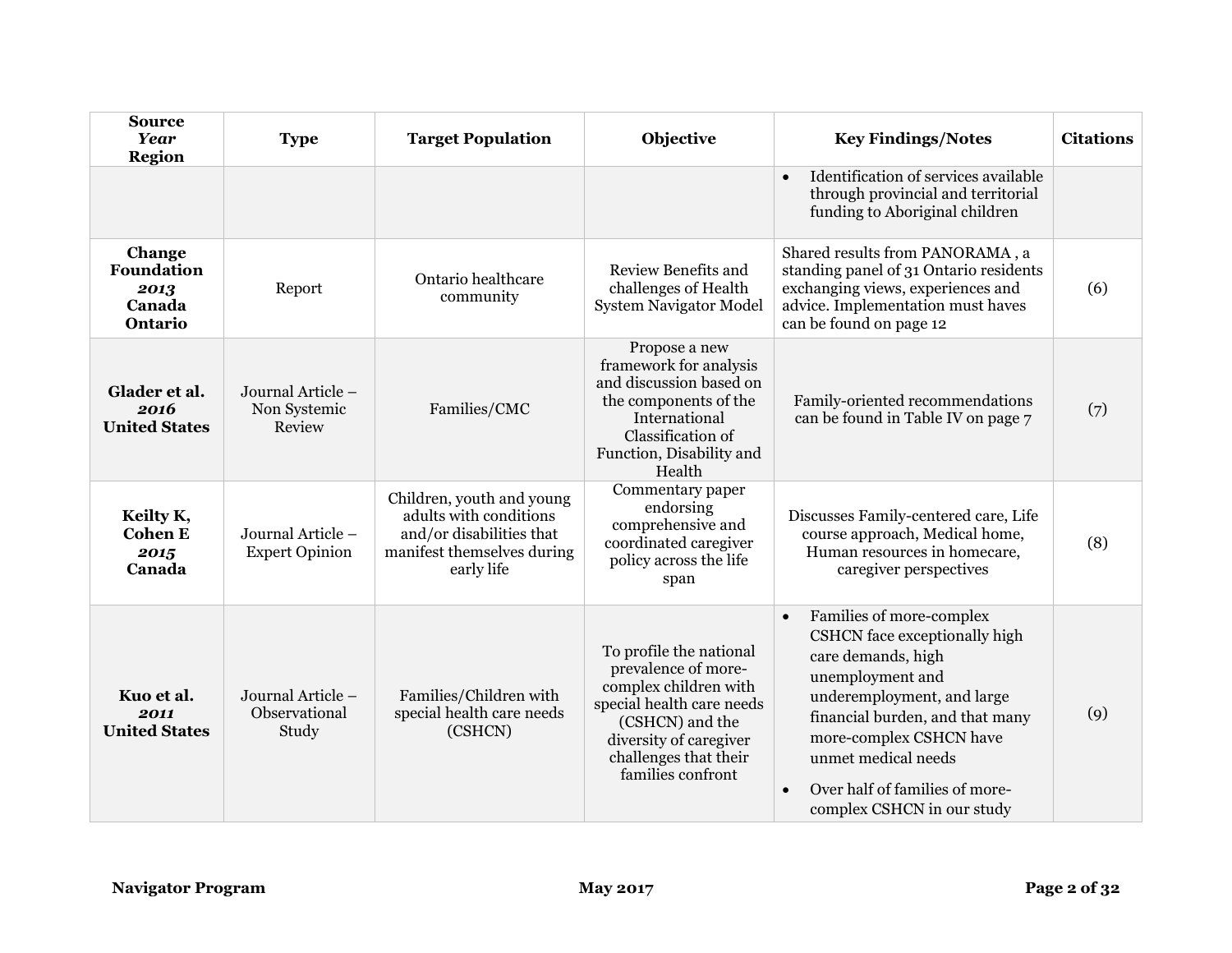| Source *Year* Region | Type | Target Population | Objective | Key Findings/Notes | Citations |
|---|---|---|---|---|---|
| | | | | • Identification of services available through provincial and territorial funding to Aboriginal children | |
| **Change Foundation** ***2013*** **Canada Ontario** | Report | Ontario healthcare community | Review Benefits and challenges of Health System Navigator Model | Shared results from PANORAMA , a standing panel of 31 Ontario residents exchanging views, experiences and advice. Implementation must haves can be found on page 12 | (6) |
| **Glader et al.** ***2016*** **United States** | Journal Article – Non Systemic Review | Families/CMC | Propose a new framework for analysis and discussion based on the components of the International Classification of Function, Disability and Health | Family-oriented recommendations can be found in Table IV on page 7 | (7) |
| **Keilty K, Cohen E** ***2015*** **Canada** | Journal Article – Expert Opinion | Children, youth and young adults with conditions and/or disabilities that manifest themselves during early life | Commentary paper endorsing comprehensive and coordinated caregiver policy across the life span | Discusses Family-centered care, Life course approach, Medical home, Human resources in homecare, caregiver perspectives | (8) |
| **Kuo et al.** ***2011*** **United States** | Journal Article – Observational Study | Families/Children with special health care needs (CSHCN) | To profile the national prevalence of more-complex children with special health care needs (CSHCN) and the diversity of caregiver challenges that their families confront | • Families of more-complex CSHCN face exceptionally high care demands, high unemployment and underemployment, and large financial burden, and that many more-complex CSHCN have unmet medical needs<br>• Over half of families of more-complex CSHCN in our study | (9) |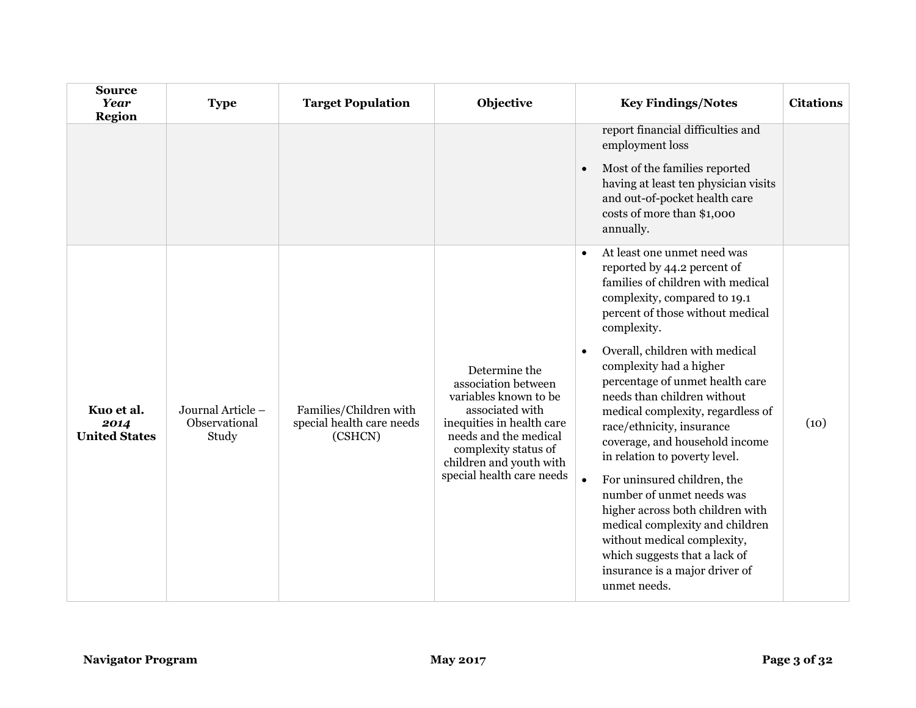| Source *Year* Region | Type | Target Population | Objective | Key Findings/Notes | Citations |
|---|---|---|---|---|---|
| | | | | report financial difficulties and employment loss<br>• Most of the families reported having at least ten physician visits and out-of-pocket health care costs of more than $1,000 annually. | |
| **Kuo et al.** ***2014*** **United States** | Journal Article – Observational Study | Families/Children with special health care needs (CSHCN) | Determine the association between variables known to be associated with inequities in health care needs and the medical complexity status of children and youth with special health care needs | • At least one unmet need was reported by 44.2 percent of families of children with medical complexity, compared to 19.1 percent of those without medical complexity.<br>• Overall, children with medical complexity had a higher percentage of unmet health care needs than children without medical complexity, regardless of race/ethnicity, insurance coverage, and household income in relation to poverty level.<br>• For uninsured children, the number of unmet needs was higher across both children with medical complexity and children without medical complexity, which suggests that a lack of insurance is a major driver of unmet needs. | (10) |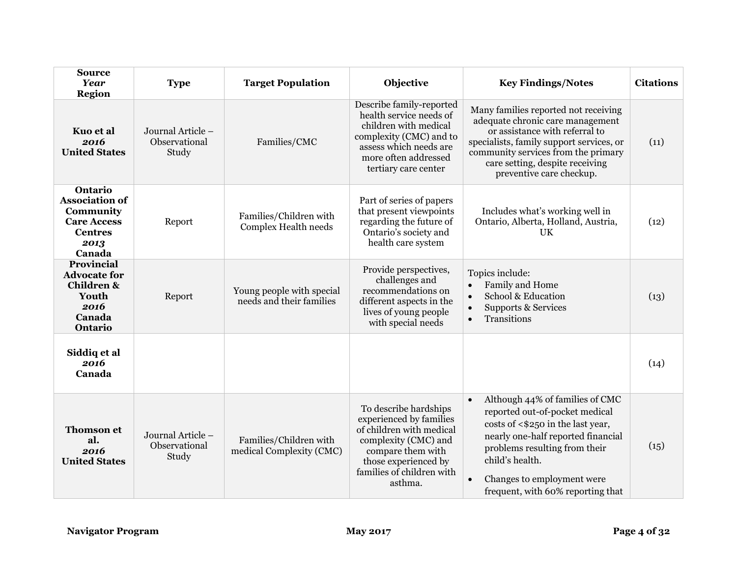| **Source** *Year* **Region** | **Type** | **Target Population** | **Objective** | **Key Findings/Notes** | **Citations** |
|---|---|---|---|---|---|
| **Kuo et al** ***2016*** **United States** | Journal Article – Observational Study | Families/CMC | Describe family-reported health service needs of children with medical complexity (CMC) and to assess which needs are more often addressed tertiary care center | Many families reported not receiving adequate chronic care management or assistance with referral to specialists, family support services, or community services from the primary care setting, despite receiving preventive care checkup. | (11) |
| **Ontario Association of Community Care Access Centres** ***2013*** **Canada** | Report | Families/Children with Complex Health needs | Part of series of papers that present viewpoints regarding the future of Ontario's society and health care system | Includes what's working well in Ontario, Alberta, Holland, Austria, UK | (12) |
| **Provincial Advocate for Children & Youth** ***2016*** **Canada Ontario** | Report | Young people with special needs and their families | Provide perspectives, challenges and recommendations on different aspects in the lives of young people with special needs | Topics include: <br>• Family and Home <br>• School & Education <br>• Supports & Services <br>• Transitions | (13) |
| **Siddiq et al** ***2016*** **Canada** | | | | | (14) |
| **Thomson et al.** ***2016*** **United States** | Journal Article – Observational Study | Families/Children with medical Complexity (CMC) | To describe hardships experienced by families of children with medical complexity (CMC) and compare them with those experienced by families of children with asthma. | • Although 44% of families of CMC reported out-of-pocket medical costs of <$250 in the last year, nearly one-half reported financial problems resulting from their child's health. <br>• Changes to employment were frequent, with 60% reporting that | (15) |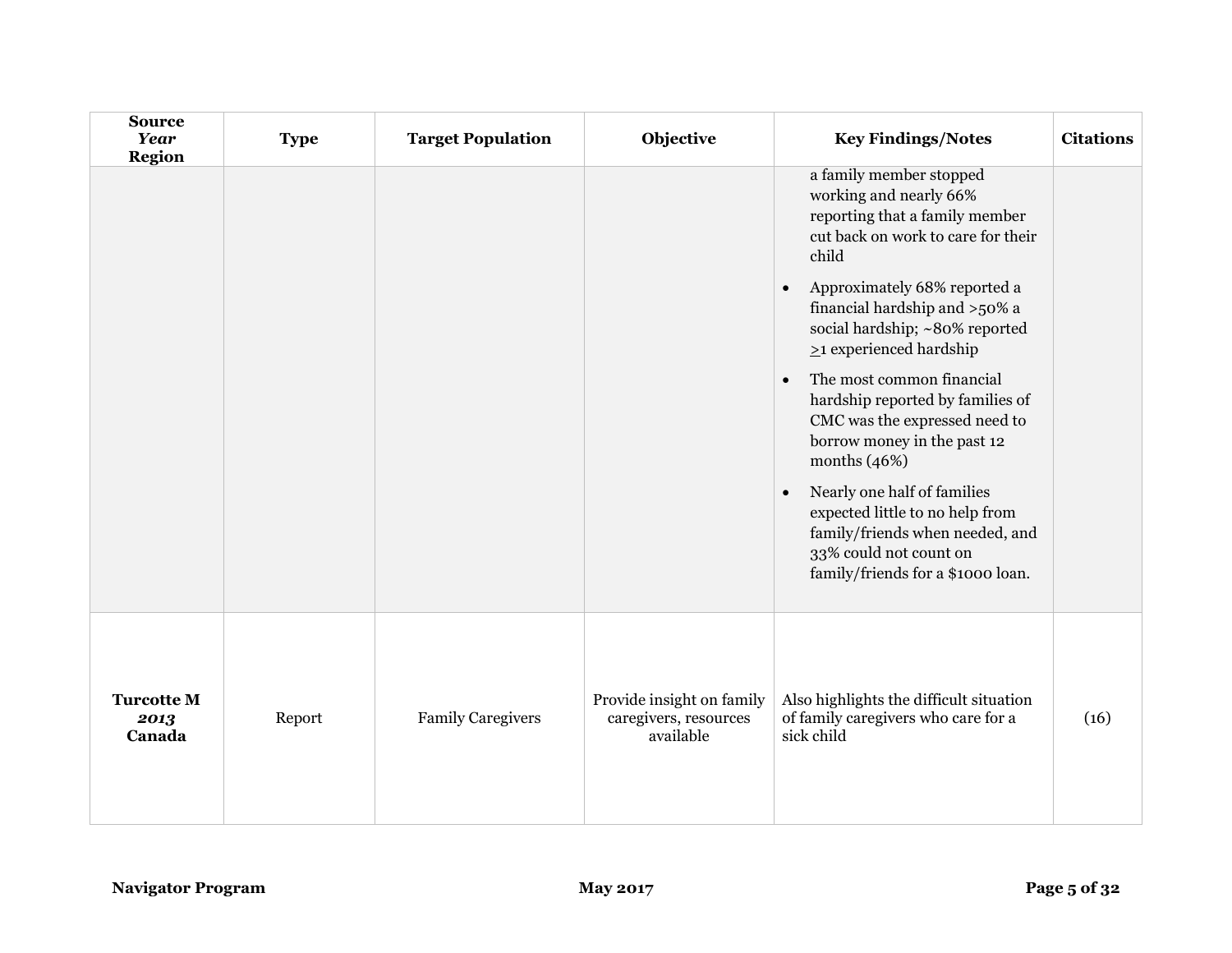| Source *Year* Region | Type | Target Population | Objective | Key Findings/Notes | Citations |
|---|---|---|---|---|---|
| | | | | a family member stopped working and nearly 66% reporting that a family member cut back on work to care for their child<br>• Approximately 68% reported a financial hardship and >50% a social hardship; ~80% reported ≥1 experienced hardship<br>• The most common financial hardship reported by families of CMC was the expressed need to borrow money in the past 12 months (46%)<br>• Nearly one half of families expected little to no help from family/friends when needed, and 33% could not count on family/friends for a $1000 loan. | |
| **Turcotte M** ***2013*** **Canada** | Report | Family Caregivers | Provide insight on family caregivers, resources available | Also highlights the difficult situation of family caregivers who care for a sick child | (16) |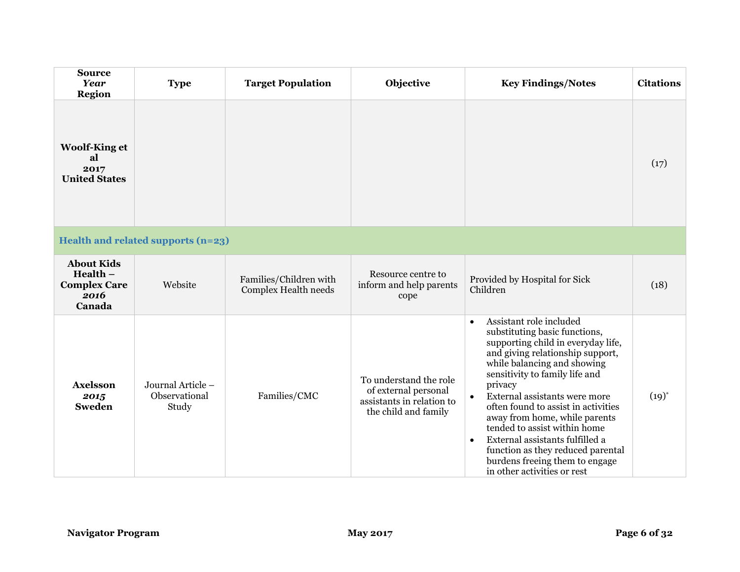| Source *Year* Region | Type | Target Population | Objective | Key Findings/Notes | Citations |
|---|---|---|---|---|---|
| **Woolf-King et al 2017 United States** | | | | | (17) |
| **Health and related supports (n=23)** | | | | | |
| **About Kids Health – Complex Care *2016* Canada** | Website | Families/Children with Complex Health needs | Resource centre to inform and help parents cope | Provided by Hospital for Sick Children | (18) |
| **Axelsson *2015* Sweden** | Journal Article – Observational Study | Families/CMC | To understand the role of external personal assistants in relation to the child and family | • Assistant role included substituting basic functions, supporting child in everyday life, and giving relationship support, while balancing and showing sensitivity to family life and privacy<br>• External assistants were more often found to assist in activities away from home, while parents tended to assist within home<br>• External assistants fulfilled a function as they reduced parental burdens freeing them to engage in other activities or rest | (19)* |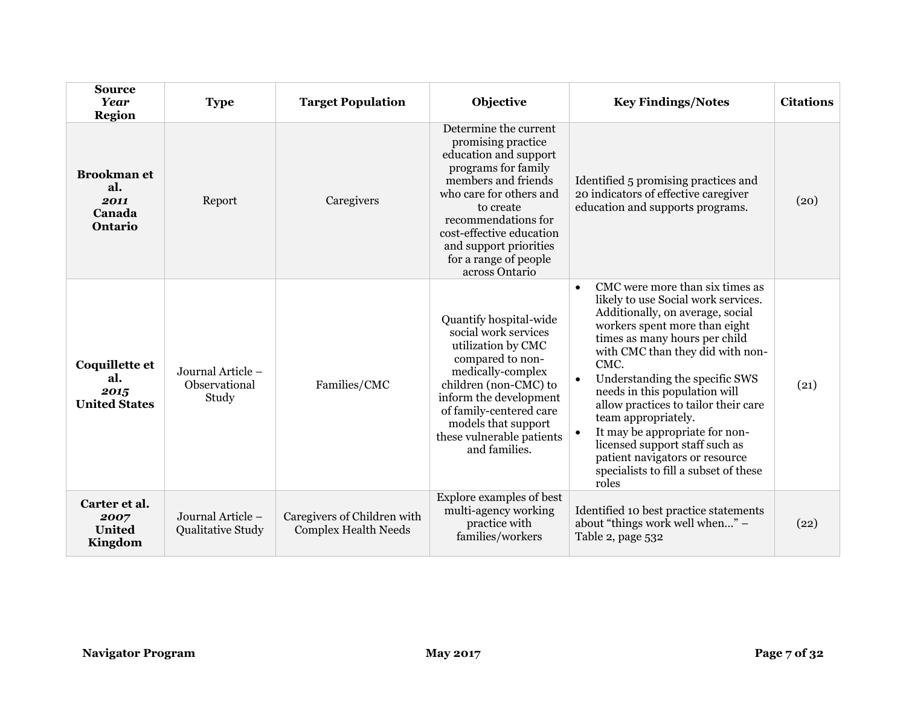| **Source** *Year* **Region** | **Type** | **Target Population** | **Objective** | **Key Findings/Notes** | **Citations** |
|---|---|---|---|---|---|
| **Brookman et al.** ***2011*** **Canada Ontario** | Report | Caregivers | Determine the current promising practice education and support programs for family members and friends who care for others and to create recommendations for cost-effective education and support priorities for a range of people across Ontario | Identified 5 promising practices and 20 indicators of effective caregiver education and supports programs. | (20) |
| **Coquillette et al.** ***2015*** **United States** | Journal Article – Observational Study | Families/CMC | Quantify hospital-wide social work services utilization by CMC compared to non-medically-complex children (non-CMC) to inform the development of family-centered care models that support these vulnerable patients and families. | • CMC were more than six times as likely to use Social work services. Additionally, on average, social workers spent more than eight times as many hours per child with CMC than they did with non-CMC.<br>• Understanding the specific SWS needs in this population will allow practices to tailor their care team appropriately.<br>• It may be appropriate for non-licensed support staff such as patient navigators or resource specialists to fill a subset of these roles | (21) |
| **Carter et al.** ***2007*** **United Kingdom** | Journal Article – Qualitative Study | Caregivers of Children with Complex Health Needs | Explore examples of best multi-agency working practice with families/workers | Identified 10 best practice statements about "things work well when…" – Table 2, page 532 | (22) |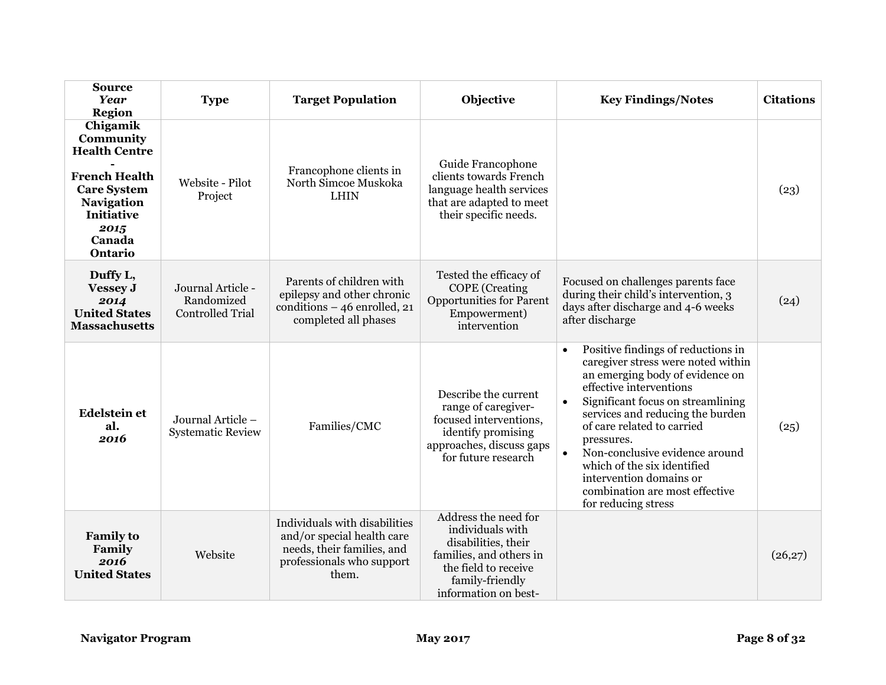| Source<br>*Year*<br>Region | Type | Target Population | Objective | Key Findings/Notes | Citations |
|---|---|---|---|---|---|
| **Chigamik Community Health Centre - French Health Care System Navigation Initiative**<br>***2015***<br>**Canada Ontario** | Website - Pilot Project | Francophone clients in North Simcoe Muskoka LHIN | Guide Francophone clients towards French language health services that are adapted to meet their specific needs. | | (23) |
| **Duffy L, Vessey J**<br>***2014***<br>**United States Massachusetts** | Journal Article - Randomized Controlled Trial | Parents of children with epilepsy and other chronic conditions – 46 enrolled, 21 completed all phases | Tested the efficacy of COPE (Creating Opportunities for Parent Empowerment) intervention | Focused on challenges parents face during their child's intervention, 3 days after discharge and 4-6 weeks after discharge | (24) |
| **Edelstein et al.**<br>***2016*** | Journal Article – Systematic Review | Families/CMC | Describe the current range of caregiver-focused interventions, identify promising approaches, discuss gaps for future research | • Positive findings of reductions in caregiver stress were noted within an emerging body of evidence on effective interventions<br>• Significant focus on streamlining services and reducing the burden of care related to carried pressures.<br>• Non-conclusive evidence around which of the six identified intervention domains or combination are most effective for reducing stress | (25) |
| **Family to Family**<br>***2016***<br>**United States** | Website | Individuals with disabilities and/or special health care needs, their families, and professionals who support them. | Address the need for individuals with disabilities, their families, and others in the field to receive family-friendly information on best- | | (26,27) |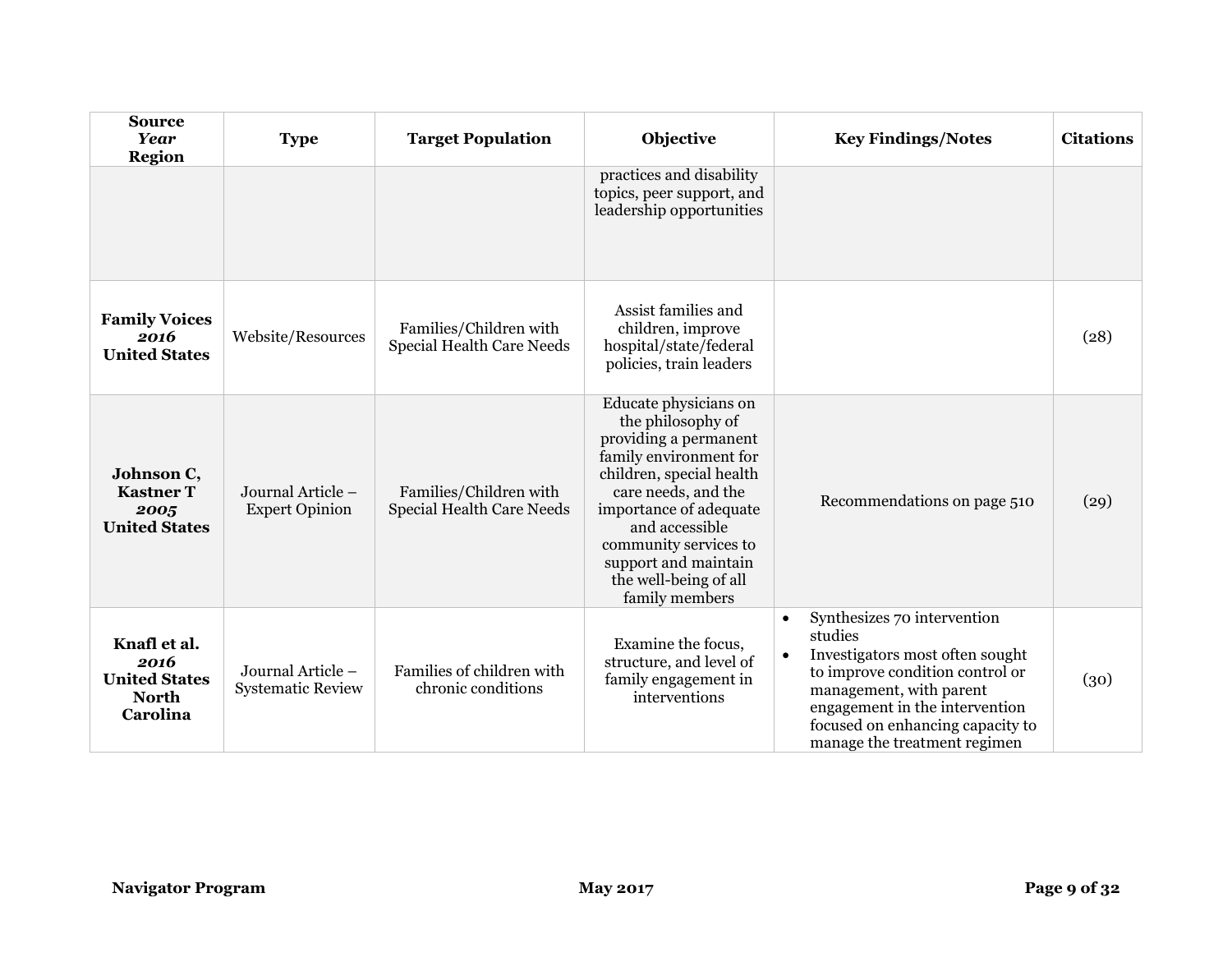| Source *Year* Region | Type | Target Population | Objective | Key Findings/Notes | Citations |
|---|---|---|---|---|---|
| | | | practices and disability topics, peer support, and leadership opportunities | | |
| **Family Voices** ***2016*** **United States** | Website/Resources | Families/Children with Special Health Care Needs | Assist families and children, improve hospital/state/federal policies, train leaders | | (28) |
| **Johnson C, Kastner T** ***2005*** **United States** | Journal Article – Expert Opinion | Families/Children with Special Health Care Needs | Educate physicians on the philosophy of providing a permanent family environment for children, special health care needs, and the importance of adequate and accessible community services to support and maintain the well-being of all family members | Recommendations on page 510 | (29) |
| **Knafl et al.** ***2016*** **United States North Carolina** | Journal Article – Systematic Review | Families of children with chronic conditions | Examine the focus, structure, and level of family engagement in interventions | • Synthesizes 70 intervention studies<br>• Investigators most often sought to improve condition control or management, with parent engagement in the intervention focused on enhancing capacity to manage the treatment regimen | (30) |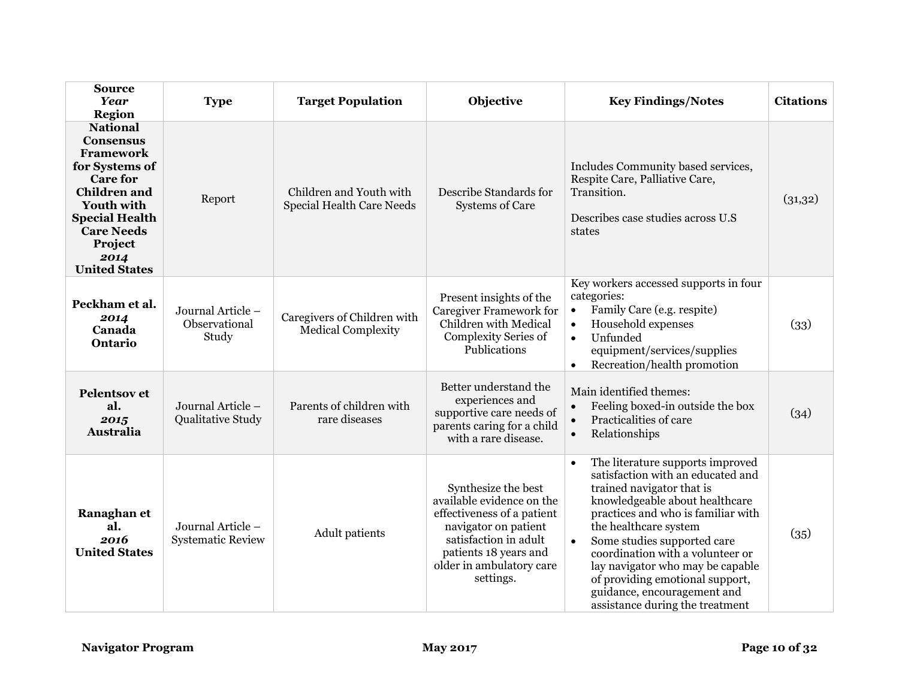| Source *Year* Region | Type | Target Population | Objective | Key Findings/Notes | Citations |
|---|---|---|---|---|---|
| **National Consensus Framework for Systems of Care for Children and Youth with Special Health Care Needs Project** ***2014*** **United States** | Report | Children and Youth with Special Health Care Needs | Describe Standards for Systems of Care | Includes Community based services, Respite Care, Palliative Care, Transition.<br><br>Describes case studies across U.S states | (31,32) |
| **Peckham et al.** ***2014*** **Canada Ontario** | Journal Article – Observational Study | Caregivers of Children with Medical Complexity | Present insights of the Caregiver Framework for Children with Medical Complexity Series of Publications | Key workers accessed supports in four categories:<br>• Family Care (e.g. respite)<br>• Household expenses<br>• Unfunded equipment/services/supplies<br>• Recreation/health promotion | (33) |
| **Pelentsov et al.** ***2015*** **Australia** | Journal Article – Qualitative Study | Parents of children with rare diseases | Better understand the experiences and supportive care needs of parents caring for a child with a rare disease. | Main identified themes:<br>• Feeling boxed-in outside the box<br>• Practicalities of care<br>• Relationships | (34) |
| **Ranaghan et al.** ***2016*** **United States** | Journal Article – Systematic Review | Adult patients | Synthesize the best available evidence on the effectiveness of a patient navigator on patient satisfaction in adult patients 18 years and older in ambulatory care settings. | • The literature supports improved satisfaction with an educated and trained navigator that is knowledgeable about healthcare practices and who is familiar with the healthcare system<br>• Some studies supported care coordination with a volunteer or lay navigator who may be capable of providing emotional support, guidance, encouragement and assistance during the treatment | (35) |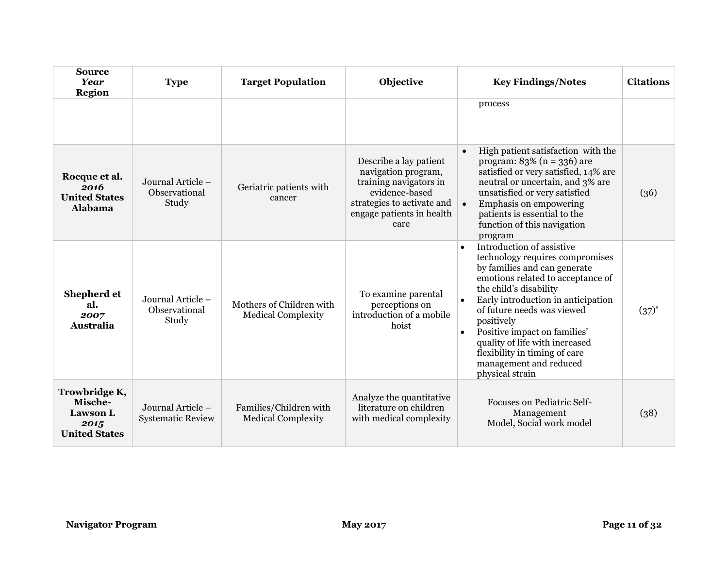| Source *Year* Region | Type | Target Population | Objective | Key Findings/Notes | Citations |
|---|---|---|---|---|---|
| | | | | process | |
| **Rocque et al.** ***2016*** **United States Alabama** | Journal Article – Observational Study | Geriatric patients with cancer | Describe a lay patient navigation program, training navigators in evidence-based strategies to activate and engage patients in health care | • High patient satisfaction with the program: 83% (n = 336) are satisfied or very satisfied, 14% are neutral or uncertain, and 3% are unsatisfied or very satisfied<br>• Emphasis on empowering patients is essential to the function of this navigation program | (36) |
| **Shepherd et al.** ***2007*** **Australia** | Journal Article – Observational Study | Mothers of Children with Medical Complexity | To examine parental perceptions on introduction of a mobile hoist | • Introduction of assistive technology requires compromises by families and can generate emotions related to acceptance of the child's disability<br>• Early introduction in anticipation of future needs was viewed positively<br>• Positive impact on families' quality of life with increased flexibility in timing of care management and reduced physical strain | (37)* |
| **Trowbridge K, Mische-Lawson L** ***2015*** **United States** | Journal Article – Systematic Review | Families/Children with Medical Complexity | Analyze the quantitative literature on children with medical complexity | Focuses on Pediatric Self-Management Model, Social work model | (38) |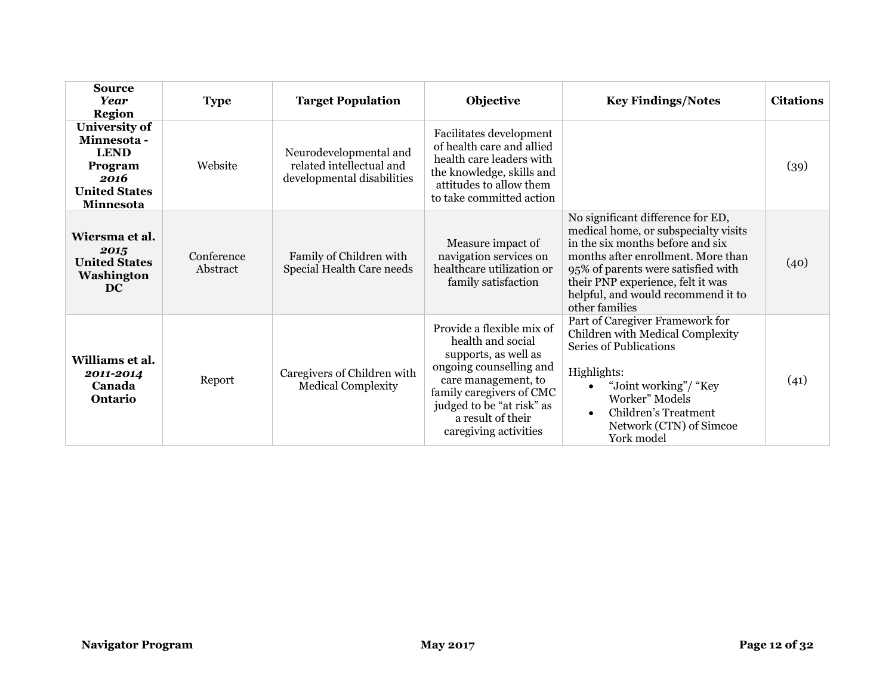| Source *Year* Region | Type | Target Population | Objective | Key Findings/Notes | Citations |
|---|---|---|---|---|---|
| **University of Minnesota - LEND Program** ***2016*** **United States Minnesota** | Website | Neurodevelopmental and related intellectual and developmental disabilities | Facilitates development of health care and allied health care leaders with the knowledge, skills and attitudes to allow them to take committed action | | (39) |
| **Wiersma et al.** ***2015*** **United States Washington DC** | Conference Abstract | Family of Children with Special Health Care needs | Measure impact of navigation services on healthcare utilization or family satisfaction | No significant difference for ED, medical home, or subspecialty visits in the six months before and six months after enrollment. More than 95% of parents were satisfied with their PNP experience, felt it was helpful, and would recommend it to other families | (40) |
| **Williams et al.** ***2011-2014*** **Canada Ontario** | Report | Caregivers of Children with Medical Complexity | Provide a flexible mix of health and social supports, as well as ongoing counselling and care management, to family caregivers of CMC judged to be "at risk" as a result of their caregiving activities | Part of Caregiver Framework for Children with Medical Complexity Series of Publications<br><br>Highlights:<br>• "Joint working"/ "Key Worker" Models<br>• Children's Treatment Network (CTN) of Simcoe York model | (41) |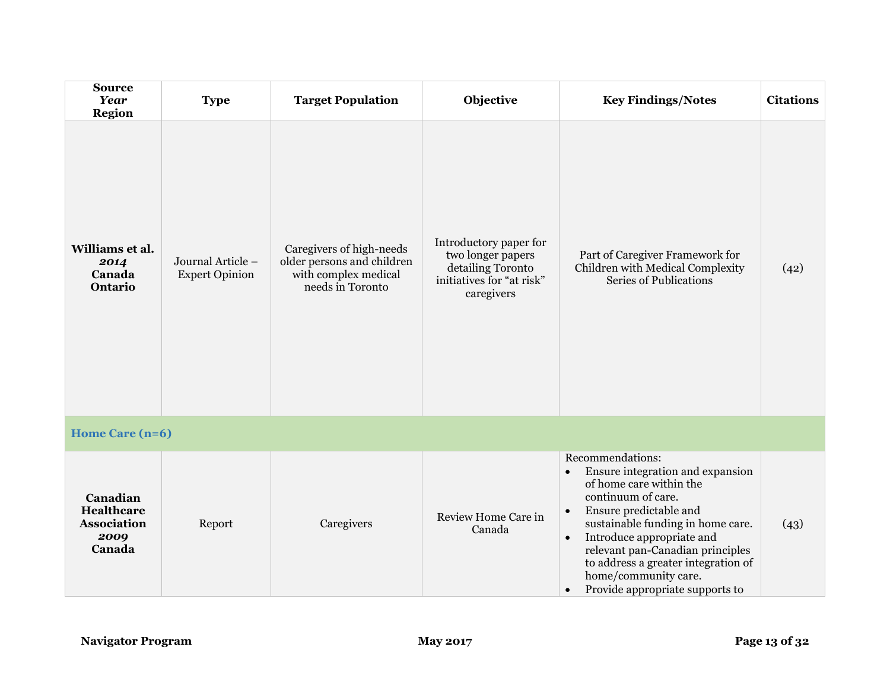| Source *Year* Region | Type | Target Population | Objective | Key Findings/Notes | Citations |
|---|---|---|---|---|---|
| **Williams et al.** ***2014*** **Canada Ontario** | Journal Article – Expert Opinion | Caregivers of high-needs older persons and children with complex medical needs in Toronto | Introductory paper for two longer papers detailing Toronto initiatives for "at risk" caregivers | Part of Caregiver Framework for Children with Medical Complexity Series of Publications | (42) |
| **Home Care (n=6)** | | | | | |
| **Canadian Healthcare Association** ***2009*** **Canada** | Report | Caregivers | Review Home Care in Canada | Recommendations: <br>• Ensure integration and expansion of home care within the continuum of care. <br>• Ensure predictable and sustainable funding in home care. <br>• Introduce appropriate and relevant pan-Canadian principles to address a greater integration of home/community care. <br>• Provide appropriate supports to | (43) |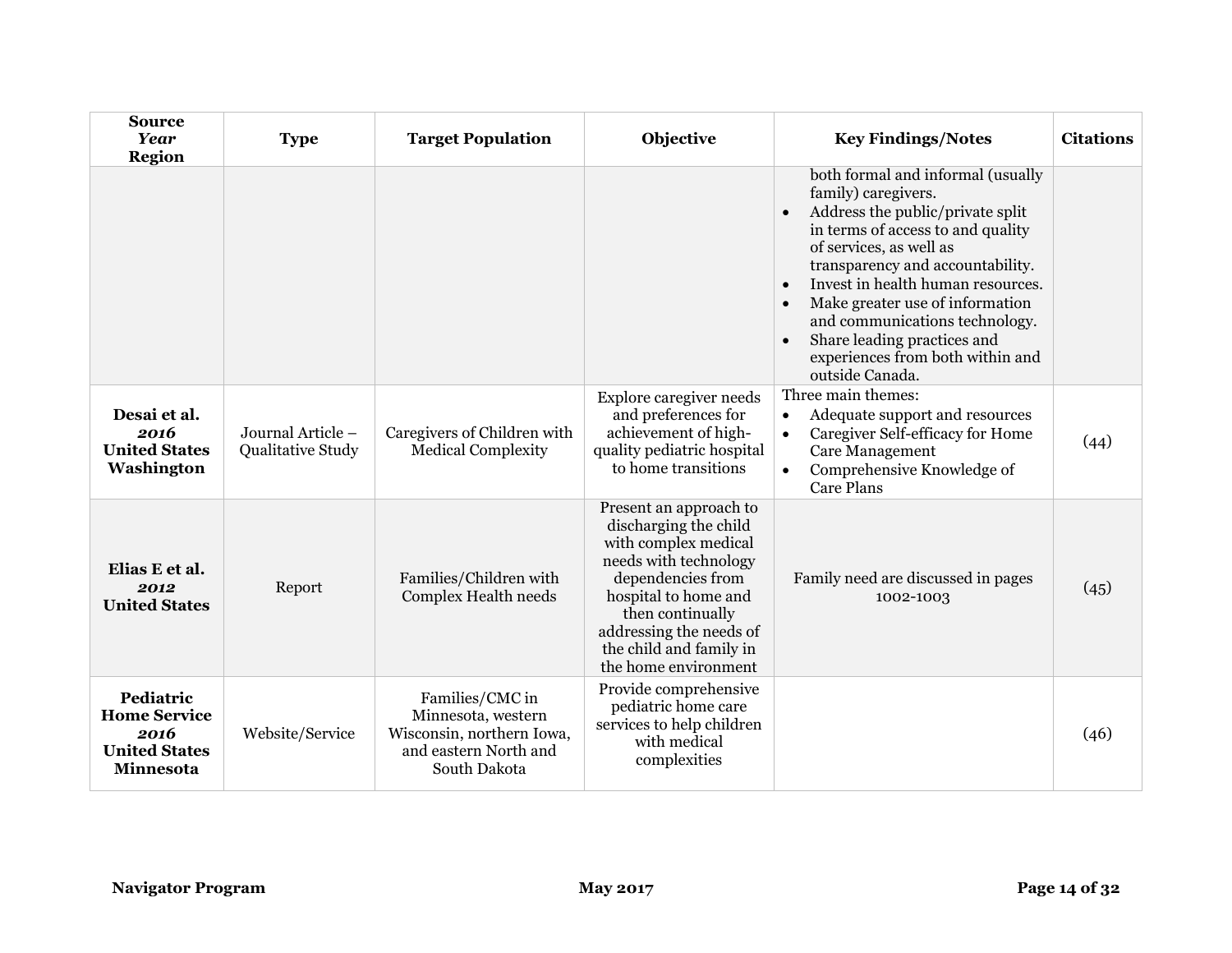| Source *Year* Region | Type | Target Population | Objective | Key Findings/Notes | Citations |
|---|---|---|---|---|---|
| | | | | both formal and informal (usually family) caregivers.<br>• Address the public/private split in terms of access to and quality of services, as well as transparency and accountability.<br>• Invest in health human resources.<br>• Make greater use of information and communications technology.<br>• Share leading practices and experiences from both within and outside Canada. | |
| **Desai et al.** ***2016*** **United States Washington** | Journal Article – Qualitative Study | Caregivers of Children with Medical Complexity | Explore caregiver needs and preferences for achievement of high-quality pediatric hospital to home transitions | Three main themes:<br>• Adequate support and resources<br>• Caregiver Self-efficacy for Home Care Management<br>• Comprehensive Knowledge of Care Plans | (44) |
| **Elias E et al.** ***2012*** **United States** | Report | Families/Children with Complex Health needs | Present an approach to discharging the child with complex medical needs with technology dependencies from hospital to home and then continually addressing the needs of the child and family in the home environment | Family need are discussed in pages 1002-1003 | (45) |
| **Pediatric Home Service** ***2016*** **United States Minnesota** | Website/Service | Families/CMC in Minnesota, western Wisconsin, northern Iowa, and eastern North and South Dakota | Provide comprehensive pediatric home care services to help children with medical complexities | | (46) |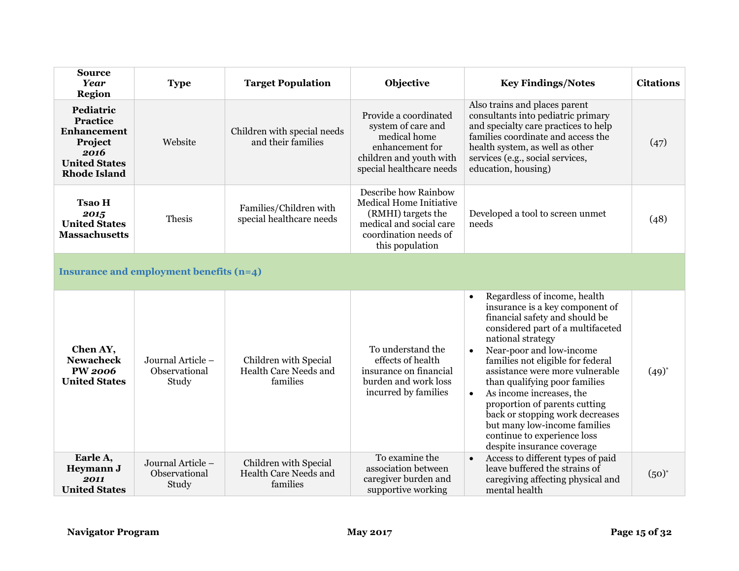| Source *Year* Region | Type | Target Population | Objective | Key Findings/Notes | Citations |
|---|---|---|---|---|---|
| **Pediatric Practice Enhancement Project *2016* United States Rhode Island** | Website | Children with special needs and their families | Provide a coordinated system of care and medical home enhancement for children and youth with special healthcare needs | Also trains and places parent consultants into pediatric primary and specialty care practices to help families coordinate and access the health system, as well as other services (e.g., social services, education, housing) | (47) |
| **Tsao H *2015* United States Massachusetts** | Thesis | Families/Children with special healthcare needs | Describe how Rainbow Medical Home Initiative (RMHI) targets the medical and social care coordination needs of this population | Developed a tool to screen unmet needs | (48) |
| **Insurance and employment benefits (n=4)** | | | | | |
| **Chen AY, Newacheck PW *2006* United States** | Journal Article – Observational Study | Children with Special Health Care Needs and families | To understand the effects of health insurance on financial burden and work loss incurred by families | • Regardless of income, health insurance is a key component of financial safety and should be considered part of a multifaceted national strategy<br>• Near-poor and low-income families not eligible for federal assistance were more vulnerable than qualifying poor families<br>• As income increases, the proportion of parents cutting back or stopping work decreases but many low-income families continue to experience loss despite insurance coverage | (49)* |
| **Earle A, Heymann J *2011* United States** | Journal Article – Observational Study | Children with Special Health Care Needs and families | To examine the association between caregiver burden and supportive working | • Access to different types of paid leave buffered the strains of caregiving affecting physical and mental health | (50)* |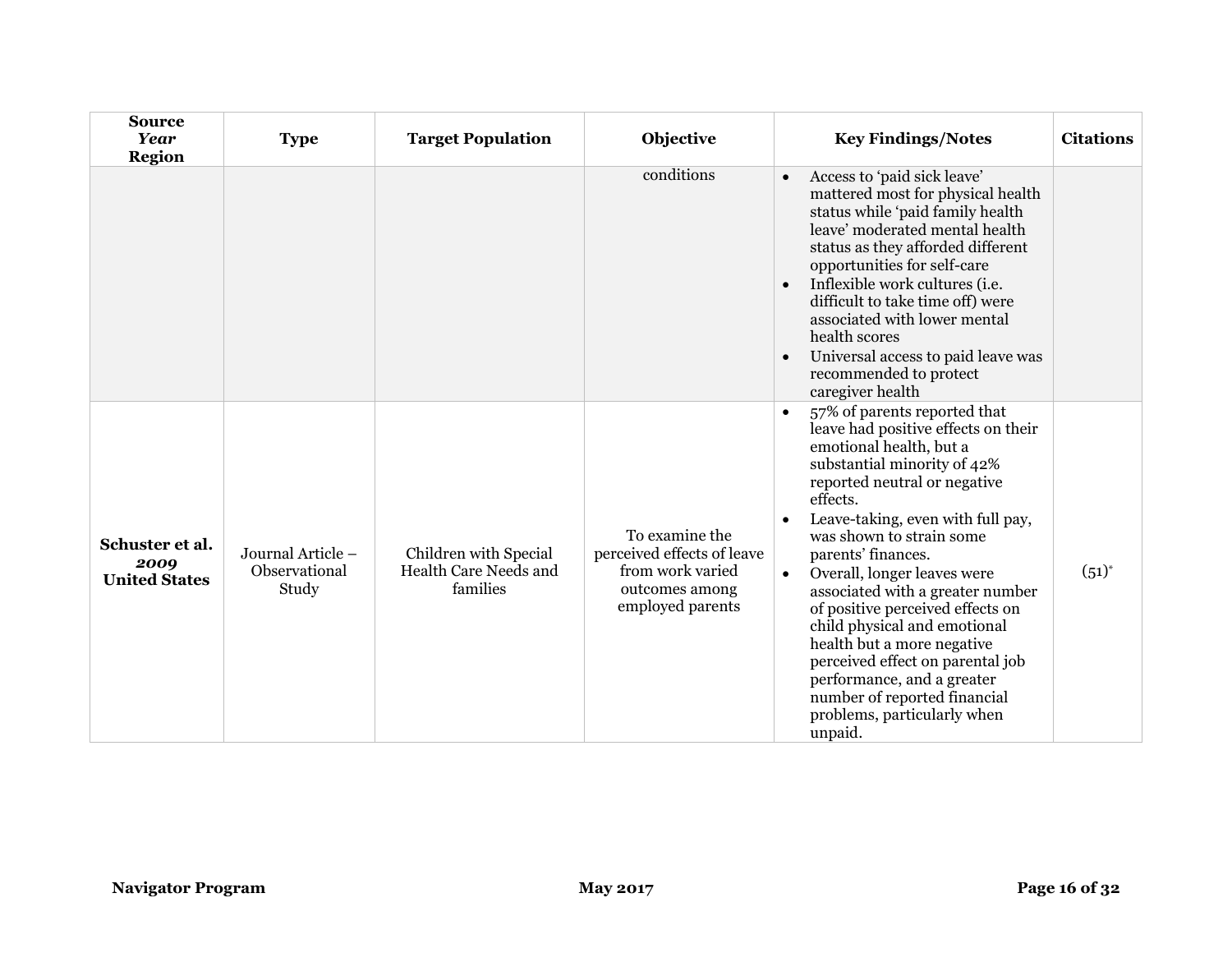| **Source** *Year* **Region** | **Type** | **Target Population** | **Objective** | **Key Findings/Notes** | **Citations** |
|---|---|---|---|---|---|
| | | | conditions | • Access to 'paid sick leave' mattered most for physical health status while 'paid family health leave' moderated mental health status as they afforded different opportunities for self-care<br>• Inflexible work cultures (i.e. difficult to take time off) were associated with lower mental health scores<br>• Universal access to paid leave was recommended to protect caregiver health | |
| **Schuster et al.** ***2009*** **United States** | Journal Article – Observational Study | Children with Special Health Care Needs and families | To examine the perceived effects of leave from work varied outcomes among employed parents | • 57% of parents reported that leave had positive effects on their emotional health, but a substantial minority of 42% reported neutral or negative effects.<br>• Leave-taking, even with full pay, was shown to strain some parents' finances.<br>• Overall, longer leaves were associated with a greater number of positive perceived effects on child physical and emotional health but a more negative perceived effect on parental job performance, and a greater number of reported financial problems, particularly when unpaid. | (51)* |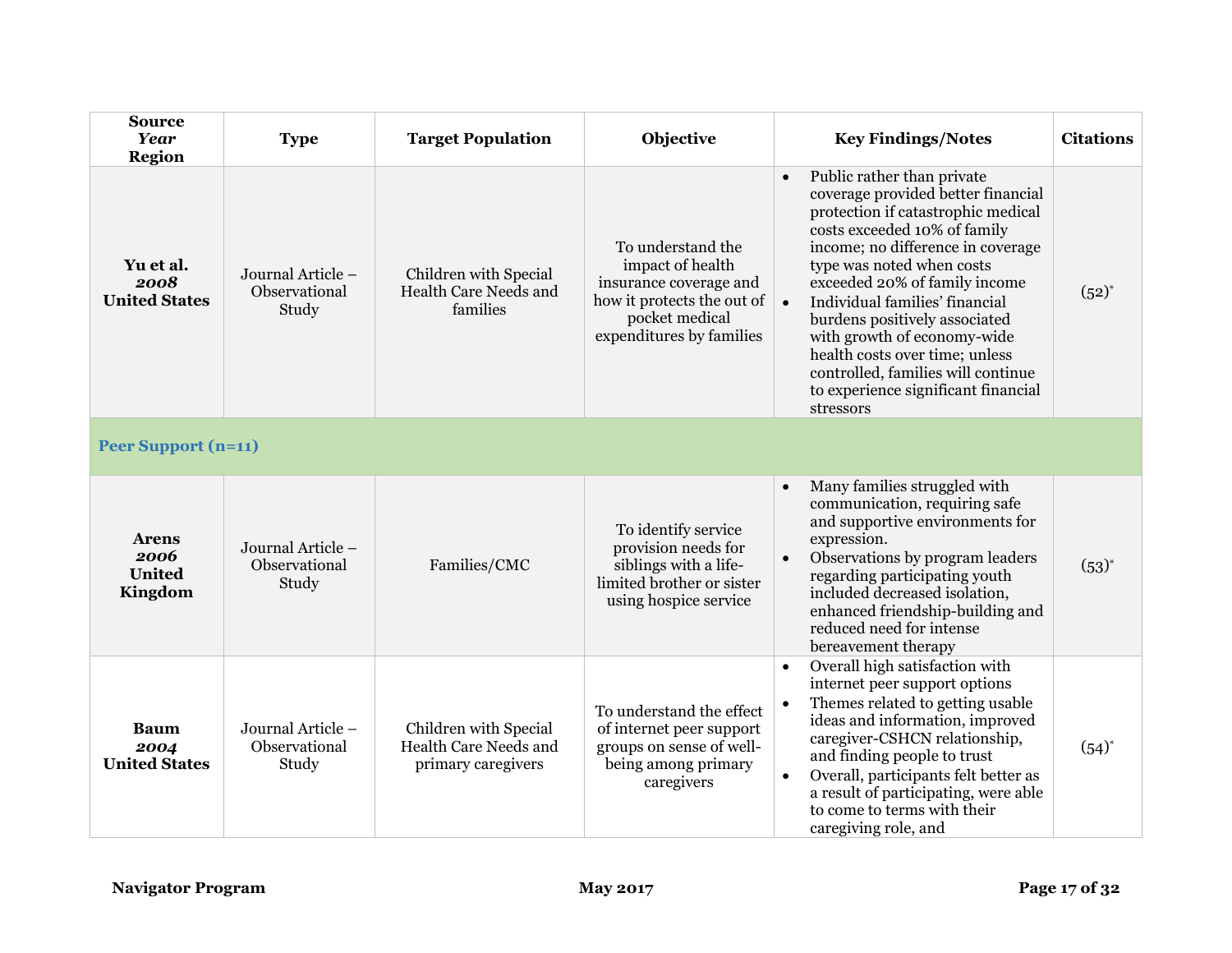| Source *Year* Region | Type | Target Population | Objective | Key Findings/Notes | Citations |
|---|---|---|---|---|---|
| **Yu et al.** ***2008*** **United States** | Journal Article – Observational Study | Children with Special Health Care Needs and families | To understand the impact of health insurance coverage and how it protects the out of pocket medical expenditures by families | • Public rather than private coverage provided better financial protection if catastrophic medical costs exceeded 10% of family income; no difference in coverage type was noted when costs exceeded 20% of family income<br>• Individual families' financial burdens positively associated with growth of economy-wide health costs over time; unless controlled, families will continue to experience significant financial stressors | (52)* |
| **Peer Support (n=11)** | | | | | |
| **Arens** ***2006*** **United Kingdom** | Journal Article – Observational Study | Families/CMC | To identify service provision needs for siblings with a life-limited brother or sister using hospice service | • Many families struggled with communication, requiring safe and supportive environments for expression.<br>• Observations by program leaders regarding participating youth included decreased isolation, enhanced friendship-building and reduced need for intense bereavement therapy | (53)* |
| **Baum** ***2004*** **United States** | Journal Article – Observational Study | Children with Special Health Care Needs and primary caregivers | To understand the effect of internet peer support groups on sense of well-being among primary caregivers | • Overall high satisfaction with internet peer support options<br>• Themes related to getting usable ideas and information, improved caregiver-CSHCN relationship, and finding people to trust<br>• Overall, participants felt better as a result of participating, were able to come to terms with their caregiving role, and | (54)* |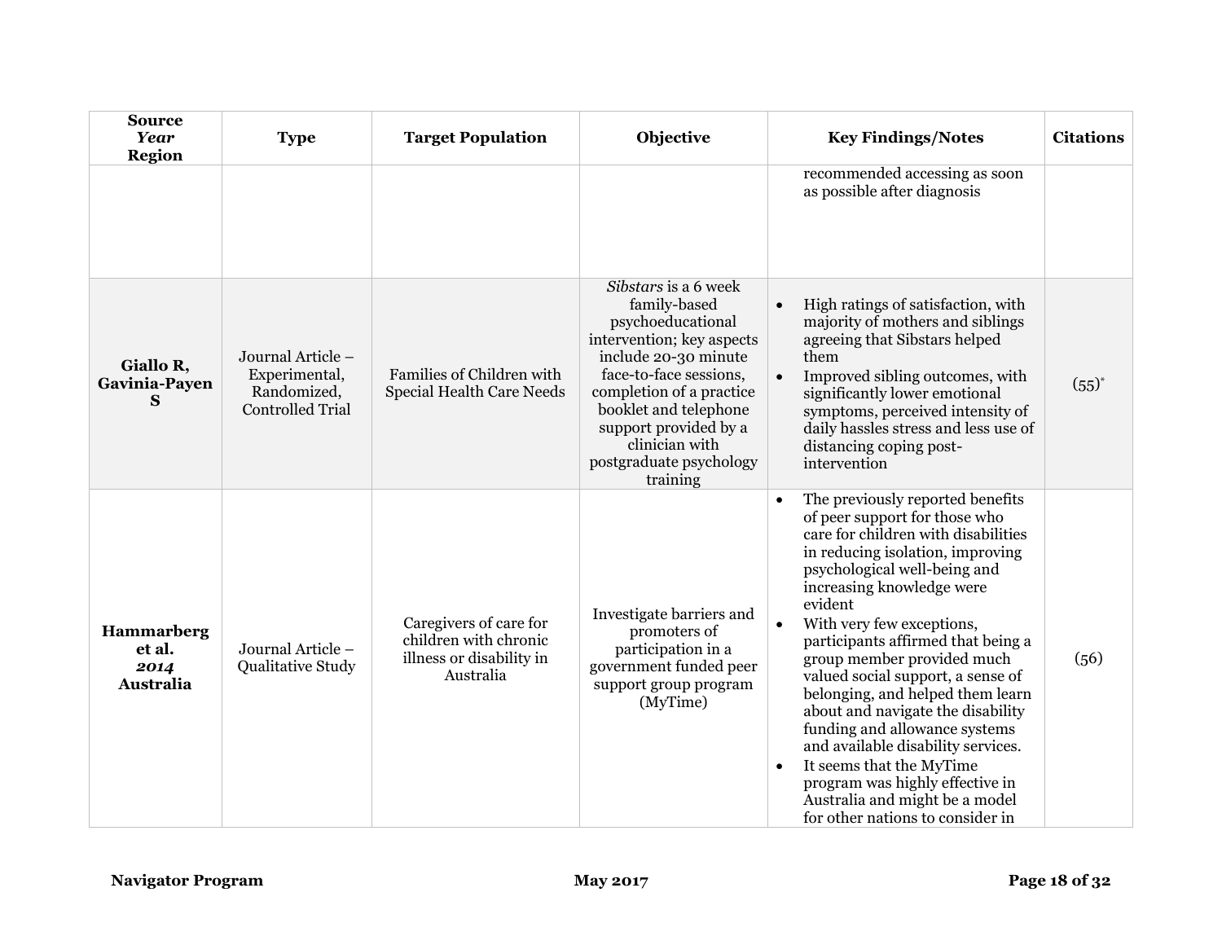| Source *Year* Region | Type | Target Population | Objective | Key Findings/Notes | Citations |
|---|---|---|---|---|---|
| | | | | recommended accessing as soon as possible after diagnosis | |
| **Giallo R, Gavinia-Payen S** | Journal Article – Experimental, Randomized, Controlled Trial | Families of Children with Special Health Care Needs | *Sibstars* is a 6 week family-based psychoeducational intervention; key aspects include 20-30 minute face-to-face sessions, completion of a practice booklet and telephone support provided by a clinician with postgraduate psychology training | • High ratings of satisfaction, with majority of mothers and siblings agreeing that Sibstars helped them<br>• Improved sibling outcomes, with significantly lower emotional symptoms, perceived intensity of daily hassles stress and less use of distancing coping post-intervention | (55)* |
| **Hammarberg et al.** ***2014*** **Australia** | Journal Article – Qualitative Study | Caregivers of care for children with chronic illness or disability in Australia | Investigate barriers and promoters of participation in a government funded peer support group program (MyTime) | • The previously reported benefits of peer support for those who care for children with disabilities in reducing isolation, improving psychological well-being and increasing knowledge were evident<br>• With very few exceptions, participants affirmed that being a group member provided much valued social support, a sense of belonging, and helped them learn about and navigate the disability funding and allowance systems and available disability services.<br>• It seems that the MyTime program was highly effective in Australia and might be a model for other nations to consider in | (56) |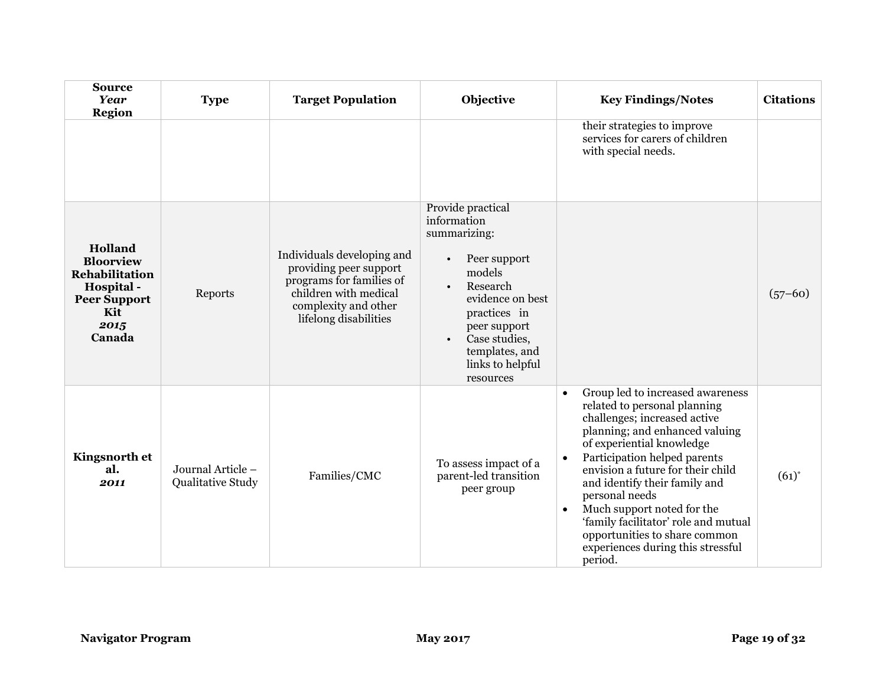| Source *Year* Region | Type | Target Population | Objective | Key Findings/Notes | Citations |
|---|---|---|---|---|---|
| | | | | their strategies to improve services for carers of children with special needs. | |
| **Holland Bloorview Rehabilitation Hospital - Peer Support Kit** ***2015*** **Canada** | Reports | Individuals developing and providing peer support programs for families of children with medical complexity and other lifelong disabilities | Provide practical information summarizing:<br>• Peer support models<br>• Research evidence on best practices in peer support<br>• Case studies, templates, and links to helpful resources | | (57–60) |
| **Kingsnorth et al.** ***2011*** | Journal Article – Qualitative Study | Families/CMC | To assess impact of a parent-led transition peer group | • Group led to increased awareness related to personal planning challenges; increased active planning; and enhanced valuing of experiential knowledge<br>• Participation helped parents envision a future for their child and identify their family and personal needs<br>• Much support noted for the 'family facilitator' role and mutual opportunities to share common experiences during this stressful period. | (61)* |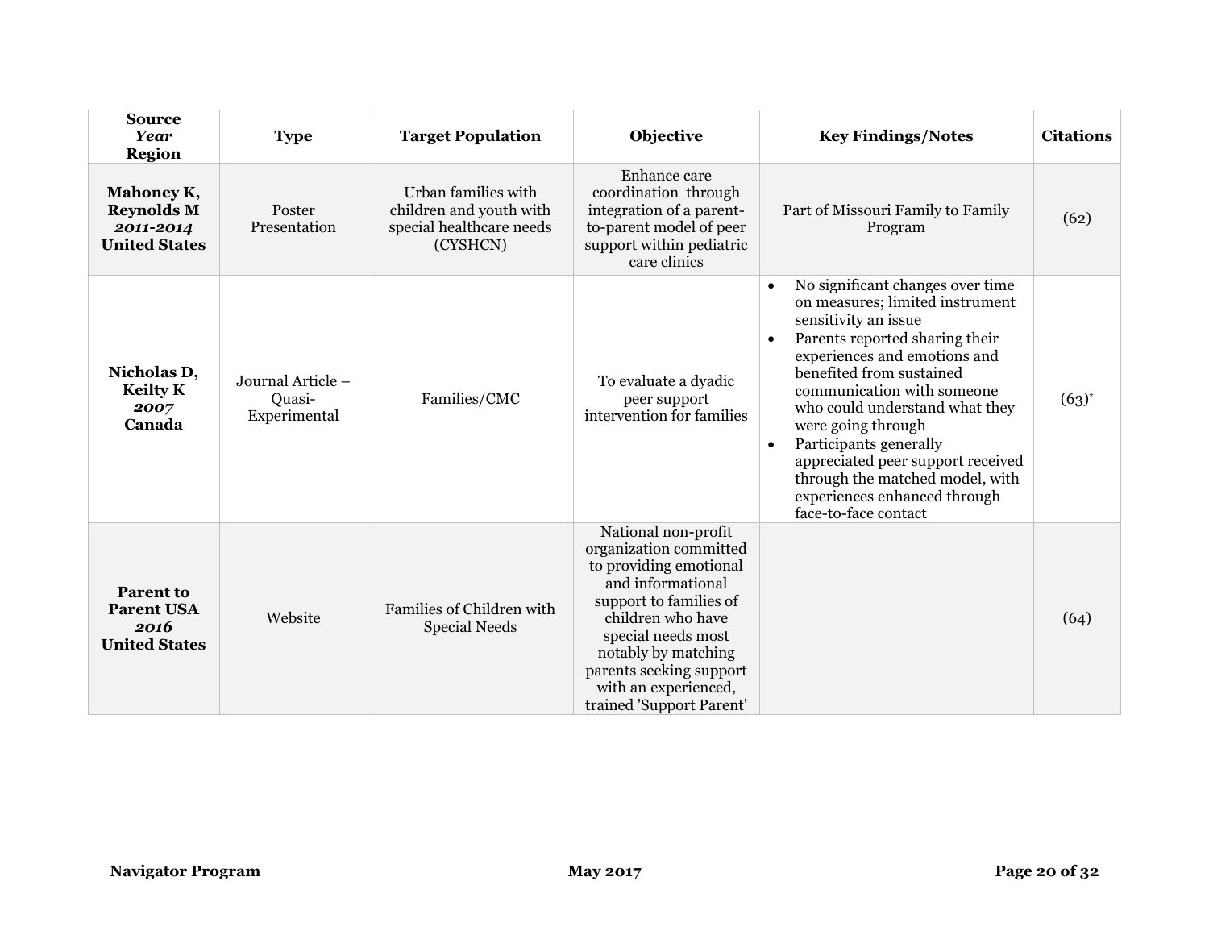| Source *Year* Region | Type | Target Population | Objective | Key Findings/Notes | Citations |
|---|---|---|---|---|---|
| **Mahoney K, Reynolds M** ***2011-2014*** **United States** | Poster Presentation | Urban families with children and youth with special healthcare needs (CYSHCN) | Enhance care coordination through integration of a parent-to-parent model of peer support within pediatric care clinics | Part of Missouri Family to Family Program | (62) |
| **Nicholas D, Keilty K** ***2007*** **Canada** | Journal Article – Quasi-Experimental | Families/CMC | To evaluate a dyadic peer support intervention for families | • No significant changes over time on measures; limited instrument sensitivity an issue<br>• Parents reported sharing their experiences and emotions and benefited from sustained communication with someone who could understand what they were going through<br>• Participants generally appreciated peer support received through the matched model, with experiences enhanced through face-to-face contact | (63)* |
| **Parent to Parent USA** ***2016*** **United States** | Website | Families of Children with Special Needs | National non-profit organization committed to providing emotional and informational support to families of children who have special needs most notably by matching parents seeking support with an experienced, trained 'Support Parent' | | (64) |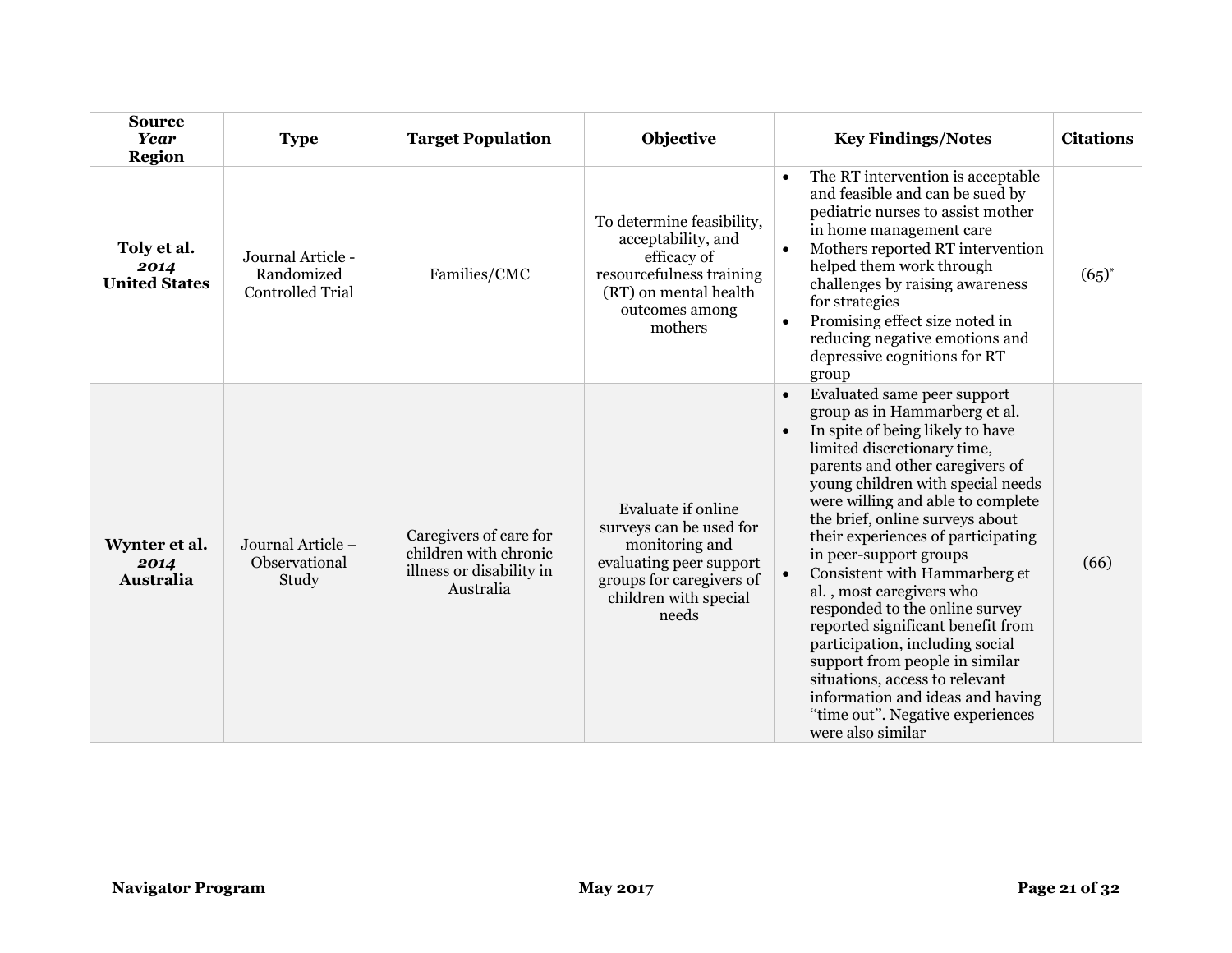| **Source** *Year* **Region** | **Type** | **Target Population** | **Objective** | **Key Findings/Notes** | **Citations** |
|---|---|---|---|---|---|
| **Toly et al.** ***2014*** **United States** | Journal Article - Randomized Controlled Trial | Families/CMC | To determine feasibility, acceptability, and efficacy of resourcefulness training (RT) on mental health outcomes among mothers | • The RT intervention is acceptable and feasible and can be sued by pediatric nurses to assist mother in home management care<br>• Mothers reported RT intervention helped them work through challenges by raising awareness for strategies<br>• Promising effect size noted in reducing negative emotions and depressive cognitions for RT group | (65)* |
| **Wynter et al.** ***2014*** **Australia** | Journal Article – Observational Study | Caregivers of care for children with chronic illness or disability in Australia | Evaluate if online surveys can be used for monitoring and evaluating peer support groups for caregivers of children with special needs | • Evaluated same peer support group as in Hammarberg et al.<br>• In spite of being likely to have limited discretionary time, parents and other caregivers of young children with special needs were willing and able to complete the brief, online surveys about their experiences of participating in peer-support groups<br>• Consistent with Hammarberg et al. , most caregivers who responded to the online survey reported significant benefit from participation, including social support from people in similar situations, access to relevant information and ideas and having "time out". Negative experiences were also similar | (66) |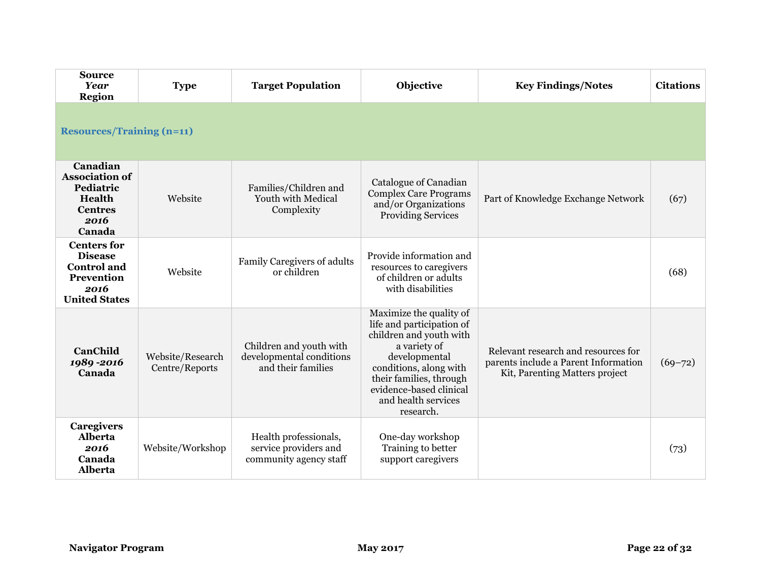| Source *Year* Region | Type | Target Population | Objective | Key Findings/Notes | Citations |
|---|---|---|---|---|---|
| **Resources/Training (n=11)** | | | | | |
| **Canadian Association of Pediatric Health Centres** ***2016*** **Canada** | Website | Families/Children and Youth with Medical Complexity | Catalogue of Canadian Complex Care Programs and/or Organizations Providing Services | Part of Knowledge Exchange Network | (67) |
| **Centers for Disease Control and Prevention** ***2016*** **United States** | Website | Family Caregivers of adults or children | Provide information and resources to caregivers of children or adults with disabilities | | (68) |
| **CanChild** ***1989 -2016*** **Canada** | Website/Research Centre/Reports | Children and youth with developmental conditions and their families | Maximize the quality of life and participation of children and youth with a variety of developmental conditions, along with their families, through evidence-based clinical and health services research. | Relevant research and resources for parents include a Parent Information Kit, Parenting Matters project | (69–72) |
| **Caregivers Alberta** ***2016*** **Canada Alberta** | Website/Workshop | Health professionals, service providers and community agency staff | One-day workshop Training to better support caregivers | | (73) |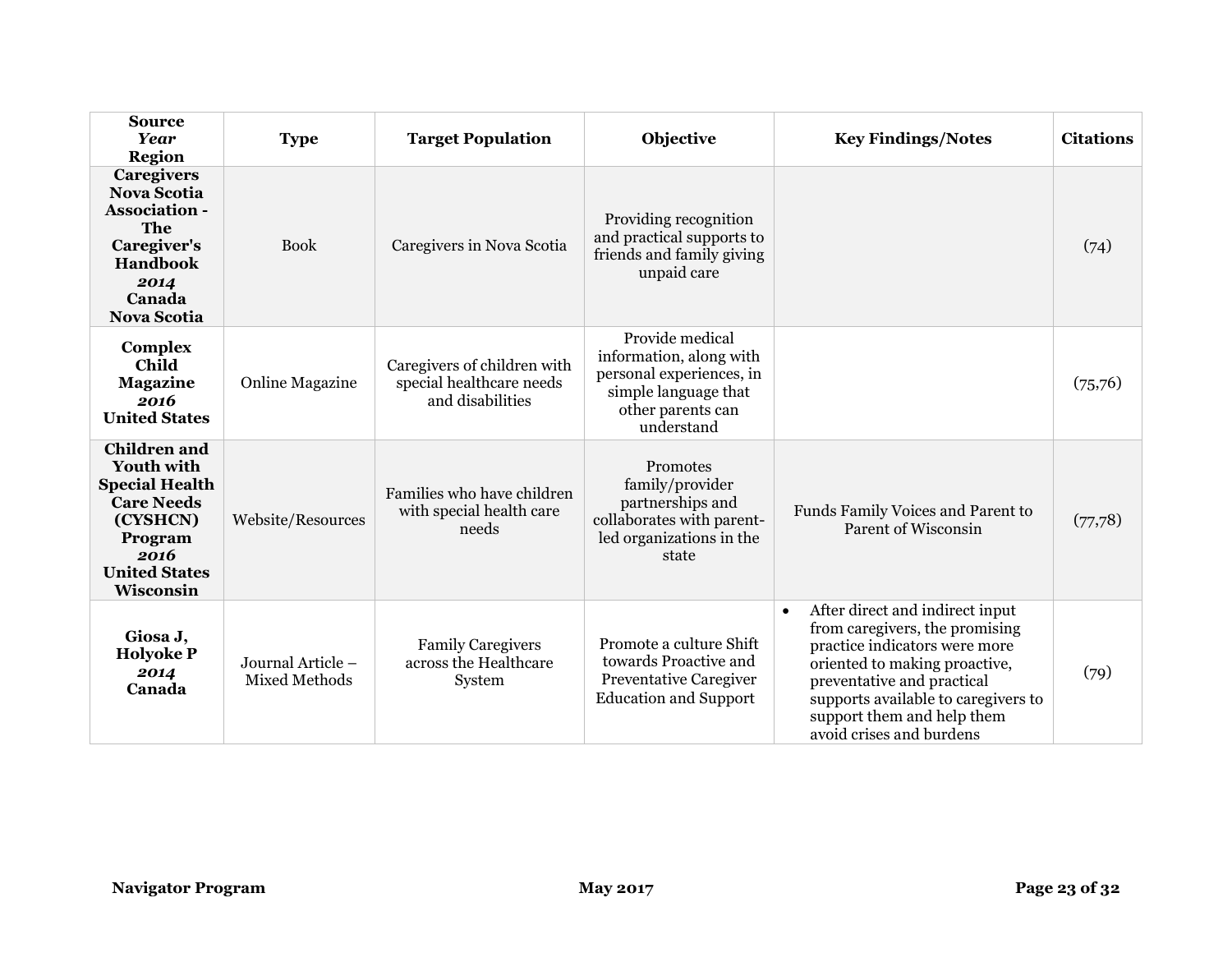| **Source** *Year* **Region** | **Type** | **Target Population** | **Objective** | **Key Findings/Notes** | **Citations** |
|---|---|---|---|---|---|
| **Caregivers Nova Scotia Association - The Caregiver's Handbook** ***2014*** **Canada Nova Scotia** | Book | Caregivers in Nova Scotia | Providing recognition and practical supports to friends and family giving unpaid care | | (74) |
| **Complex Child Magazine** ***2016*** **United States** | Online Magazine | Caregivers of children with special healthcare needs and disabilities | Provide medical information, along with personal experiences, in simple language that other parents can understand | | (75,76) |
| **Children and Youth with Special Health Care Needs (CYSHCN) Program** ***2016*** **United States Wisconsin** | Website/Resources | Families who have children with special health care needs | Promotes family/provider partnerships and collaborates with parent-led organizations in the state | Funds Family Voices and Parent to Parent of Wisconsin | (77,78) |
| **Giosa J, Holyoke P** ***2014*** **Canada** | Journal Article – Mixed Methods | Family Caregivers across the Healthcare System | Promote a culture Shift towards Proactive and Preventative Caregiver Education and Support | • After direct and indirect input from caregivers, the promising practice indicators were more oriented to making proactive, preventative and practical supports available to caregivers to support them and help them avoid crises and burdens | (79) |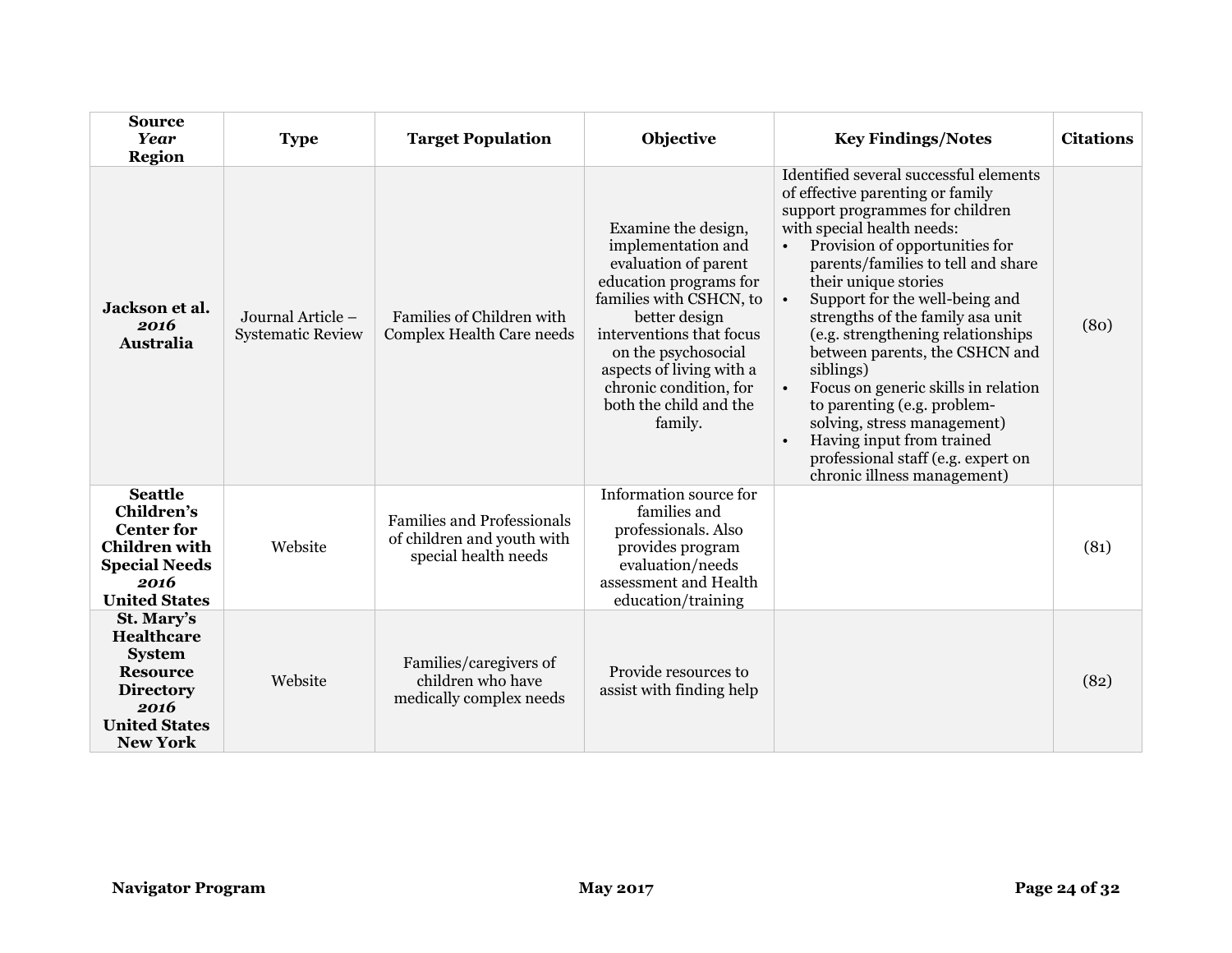| **Source** *Year* **Region** | **Type** | **Target Population** | **Objective** | **Key Findings/Notes** | **Citations** |
|---|---|---|---|---|---|
| **Jackson et al.** ***2016*** **Australia** | Journal Article – Systematic Review | Families of Children with Complex Health Care needs | Examine the design, implementation and evaluation of parent education programs for families with CSHCN, to better design interventions that focus on the psychosocial aspects of living with a chronic condition, for both the child and the family. | Identified several successful elements of effective parenting or family support programmes for children with special health needs:<br>• Provision of opportunities for parents/families to tell and share their unique stories<br>• Support for the well-being and strengths of the family asa unit (e.g. strengthening relationships between parents, the CSHCN and siblings)<br>• Focus on generic skills in relation to parenting (e.g. problem-solving, stress management)<br>• Having input from trained professional staff (e.g. expert on chronic illness management) | (80) |
| **Seattle Children's Center for Children with Special Needs** ***2016*** **United States** | Website | Families and Professionals of children and youth with special health needs | Information source for families and professionals. Also provides program evaluation/needs assessment and Health education/training | | (81) |
| **St. Mary's Healthcare System Resource Directory** ***2016*** **United States New York** | Website | Families/caregivers of children who have medically complex needs | Provide resources to assist with finding help | | (82) |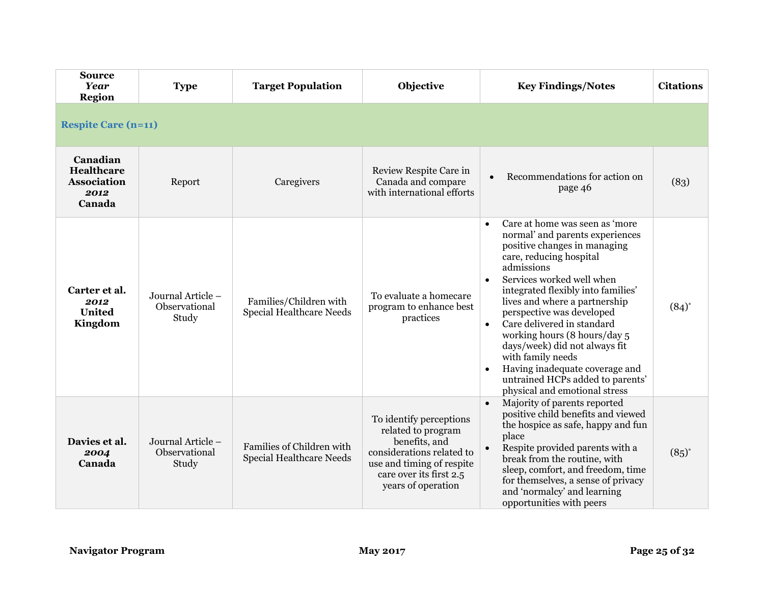| Source<br>*Year*<br>Region | Type | Target Population | Objective | Key Findings/Notes | Citations |
|---|---|---|---|---|---|
| **Respite Care (n=11)** | | | | | |
| **Canadian Healthcare Association**<br>***2012***<br>**Canada** | Report | Caregivers | Review Respite Care in Canada and compare with international efforts | • Recommendations for action on page 46 | (83) |
| **Carter et al.**<br>***2012***<br>**United Kingdom** | Journal Article – Observational Study | Families/Children with Special Healthcare Needs | To evaluate a homecare program to enhance best practices | • Care at home was seen as 'more normal' and parents experiences positive changes in managing care, reducing hospital admissions<br>• Services worked well when integrated flexibly into families' lives and where a partnership perspective was developed<br>• Care delivered in standard working hours (8 hours/day 5 days/week) did not always fit with family needs<br>• Having inadequate coverage and untrained HCPs added to parents' physical and emotional stress | (84)* |
| **Davies et al.**<br>***2004***<br>**Canada** | Journal Article – Observational Study | Families of Children with Special Healthcare Needs | To identify perceptions related to program benefits, and considerations related to use and timing of respite care over its first 2.5 years of operation | • Majority of parents reported positive child benefits and viewed the hospice as safe, happy and fun place<br>• Respite provided parents with a break from the routine, with sleep, comfort, and freedom, time for themselves, a sense of privacy and 'normalcy' and learning opportunities with peers | (85)* |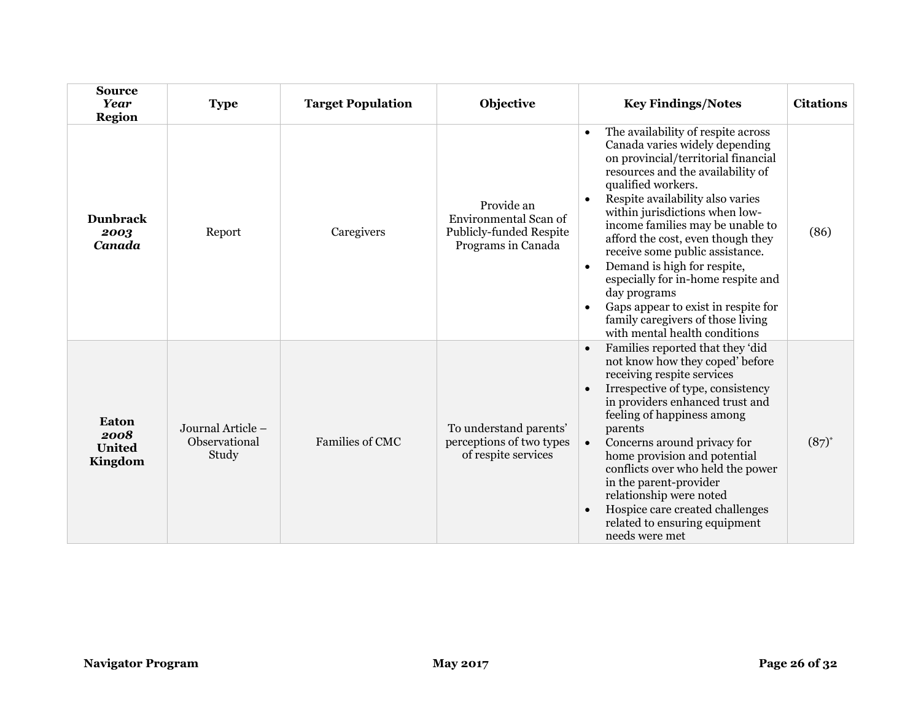| **Source** *Year* **Region** | **Type** | **Target Population** | **Objective** | **Key Findings/Notes** | **Citations** |
|---|---|---|---|---|---|
| **Dunbrack** ***2003*** ***Canada*** | Report | Caregivers | Provide an Environmental Scan of Publicly-funded Respite Programs in Canada | • The availability of respite across Canada varies widely depending on provincial/territorial financial resources and the availability of qualified workers.<br>• Respite availability also varies within jurisdictions when low-income families may be unable to afford the cost, even though they receive some public assistance.<br>• Demand is high for respite, especially for in-home respite and day programs<br>• Gaps appear to exist in respite for family caregivers of those living with mental health conditions | (86) |
| **Eaton** ***2008*** **United Kingdom** | Journal Article – Observational Study | Families of CMC | To understand parents' perceptions of two types of respite services | • Families reported that they 'did not know how they coped' before receiving respite services<br>• Irrespective of type, consistency in providers enhanced trust and feeling of happiness among parents<br>• Concerns around privacy for home provision and potential conflicts over who held the power in the parent-provider relationship were noted<br>• Hospice care created challenges related to ensuring equipment needs were met | (87)* |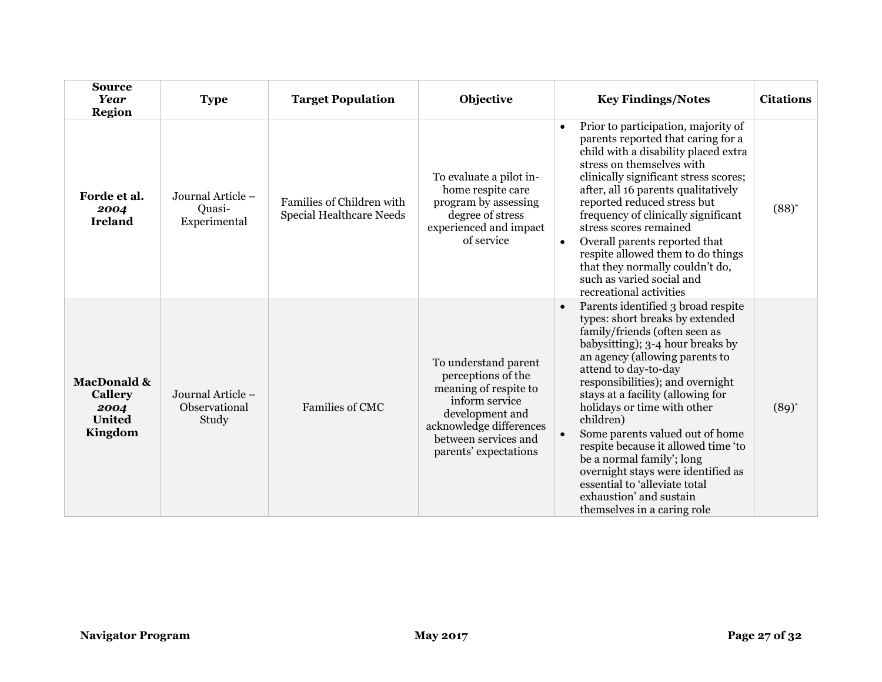| Source *Year* Region | Type | Target Population | Objective | Key Findings/Notes | Citations |
|---|---|---|---|---|---|
| **Forde et al.** ***2004*** **Ireland** | Journal Article – Quasi-Experimental | Families of Children with Special Healthcare Needs | To evaluate a pilot in-home respite care program by assessing degree of stress experienced and impact of service | • Prior to participation, majority of parents reported that caring for a child with a disability placed extra stress on themselves with clinically significant stress scores; after, all 16 parents qualitatively reported reduced stress but frequency of clinically significant stress scores remained<br>• Overall parents reported that respite allowed them to do things that they normally couldn't do, such as varied social and recreational activities | (88)* |
| **MacDonald & Callery** ***2004*** **United Kingdom** | Journal Article – Observational Study | Families of CMC | To understand parent perceptions of the meaning of respite to inform service development and acknowledge differences between services and parents' expectations | • Parents identified 3 broad respite types: short breaks by extended family/friends (often seen as babysitting); 3-4 hour breaks by an agency (allowing parents to attend to day-to-day responsibilities); and overnight stays at a facility (allowing for holidays or time with other children)<br>• Some parents valued out of home respite because it allowed time 'to be a normal family'; long overnight stays were identified as essential to 'alleviate total exhaustion' and sustain themselves in a caring role | (89)* |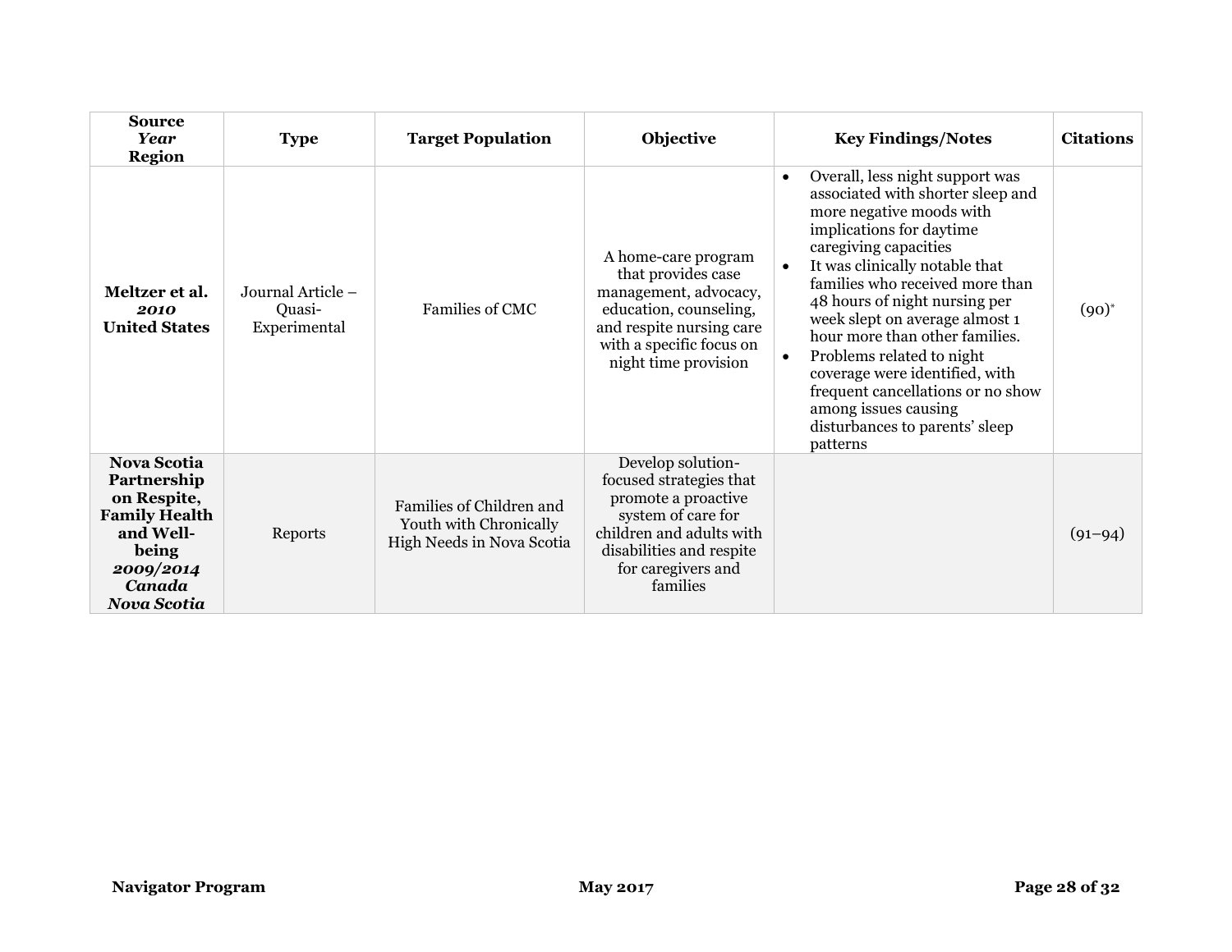| Source *Year* Region | Type | Target Population | Objective | Key Findings/Notes | Citations |
|---|---|---|---|---|---|
| **Meltzer et al.** ***2010*** **United States** | Journal Article – Quasi-Experimental | Families of CMC | A home-care program that provides case management, advocacy, education, counseling, and respite nursing care with a specific focus on night time provision | • Overall, less night support was associated with shorter sleep and more negative moods with implications for daytime caregiving capacities<br>• It was clinically notable that families who received more than 48 hours of night nursing per week slept on average almost 1 hour more than other families.<br>• Problems related to night coverage were identified, with frequent cancellations or no show among issues causing disturbances to parents' sleep patterns | (90)* |
| **Nova Scotia Partnership on Respite, Family Health and Well-being** ***2009/2014*** ***Canada Nova Scotia*** | Reports | Families of Children and Youth with Chronically High Needs in Nova Scotia | Develop solution-focused strategies that promote a proactive system of care for children and adults with disabilities and respite for caregivers and families | | (91–94) |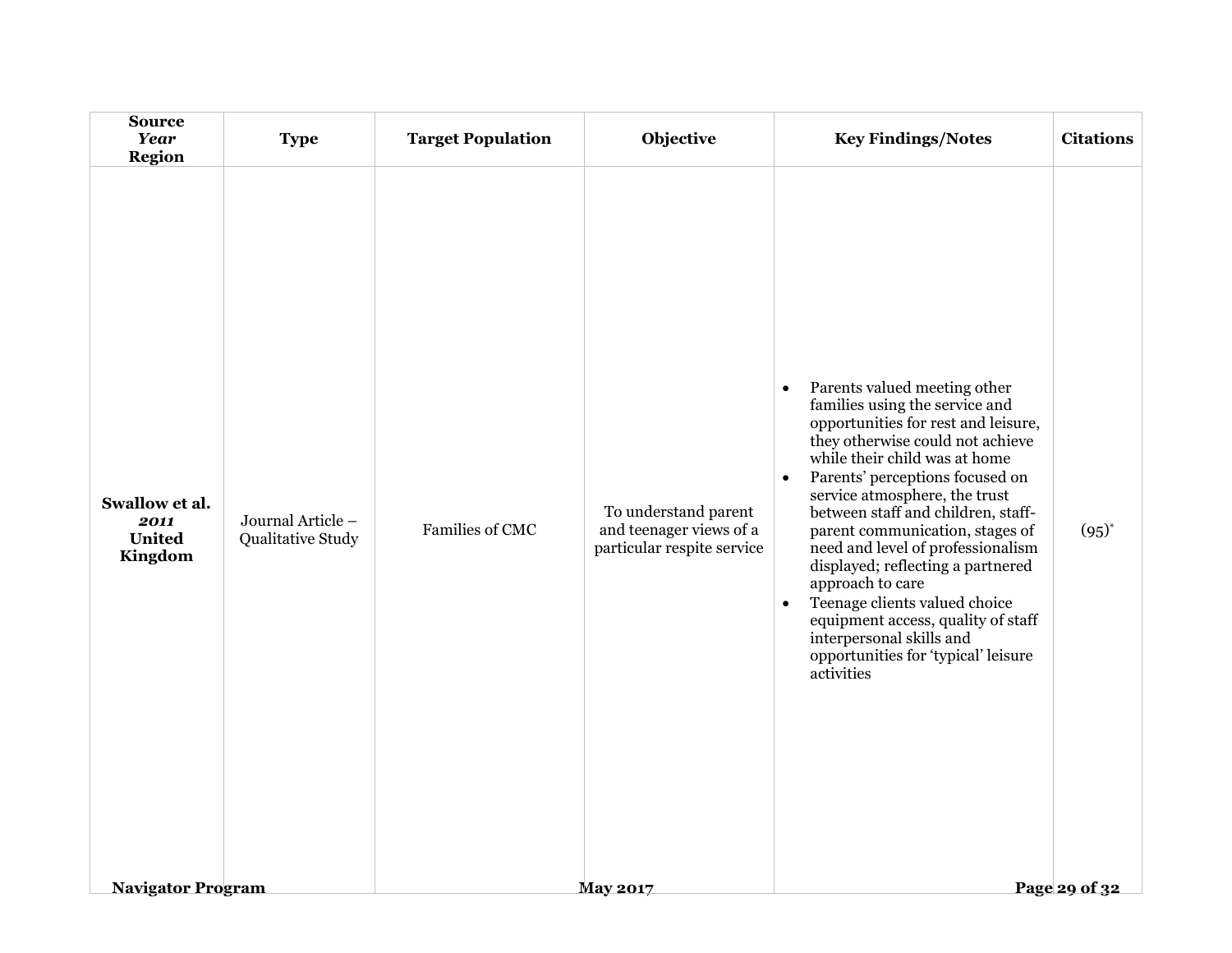| Source *Year* Region | Type | Target Population | Objective | Key Findings/Notes | Citations |
|---|---|---|---|---|---|
| **Swallow et al.** ***2011*** **United Kingdom** | Journal Article – Qualitative Study | Families of CMC | To understand parent and teenager views of a particular respite service | • Parents valued meeting other families using the service and opportunities for rest and leisure, they otherwise could not achieve while their child was at home<br>• Parents' perceptions focused on service atmosphere, the trust between staff and children, staff-parent communication, stages of need and level of professionalism displayed; reflecting a partnered approach to care<br>• Teenage clients valued choice equipment access, quality of staff interpersonal skills and opportunities for 'typical' leisure activities | (95)* |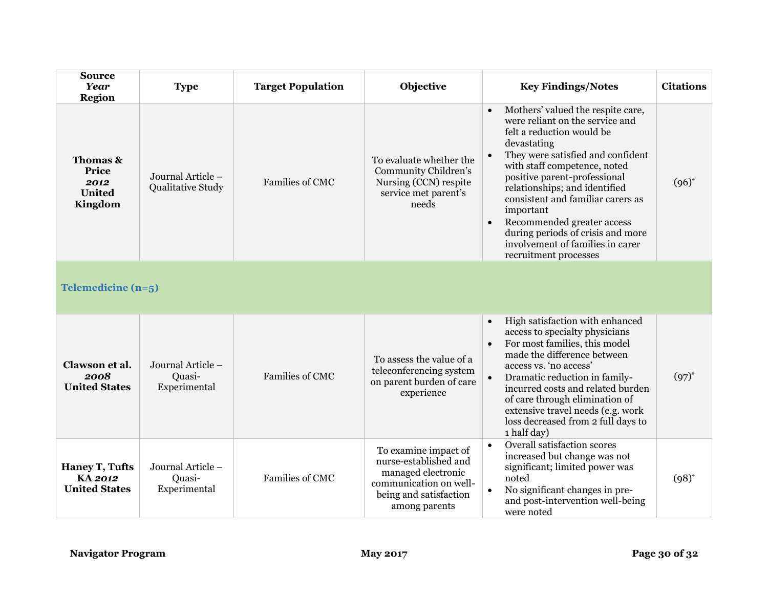| Source *Year* Region | Type | Target Population | Objective | Key Findings/Notes | Citations |
|---|---|---|---|---|---|
| **Thomas & Price *2012* United Kingdom** | Journal Article – Qualitative Study | Families of CMC | To evaluate whether the Community Children's Nursing (CCN) respite service met parent's needs | • Mothers' valued the respite care, were reliant on the service and felt a reduction would be devastating<br>• They were satisfied and confident with staff competence, noted positive parent-professional relationships; and identified consistent and familiar carers as important<br>• Recommended greater access during periods of crisis and more involvement of families in carer recruitment processes | (96)* |
| **Telemedicine (n=5)** | | | | | |
| **Clawson et al. *2008* United States** | Journal Article – Quasi-Experimental | Families of CMC | To assess the value of a teleconferencing system on parent burden of care experience | • High satisfaction with enhanced access to specialty physicians<br>• For most families, this model made the difference between access vs. 'no access'<br>• Dramatic reduction in family-incurred costs and related burden of care through elimination of extensive travel needs (e.g. work loss decreased from 2 full days to 1 half day) | (97)* |
| **Haney T, Tufts KA *2012* United States** | Journal Article – Quasi-Experimental | Families of CMC | To examine impact of nurse-established and managed electronic communication on well-being and satisfaction among parents | • Overall satisfaction scores increased but change was not significant; limited power was noted<br>• No significant changes in pre- and post-intervention well-being were noted | (98)* |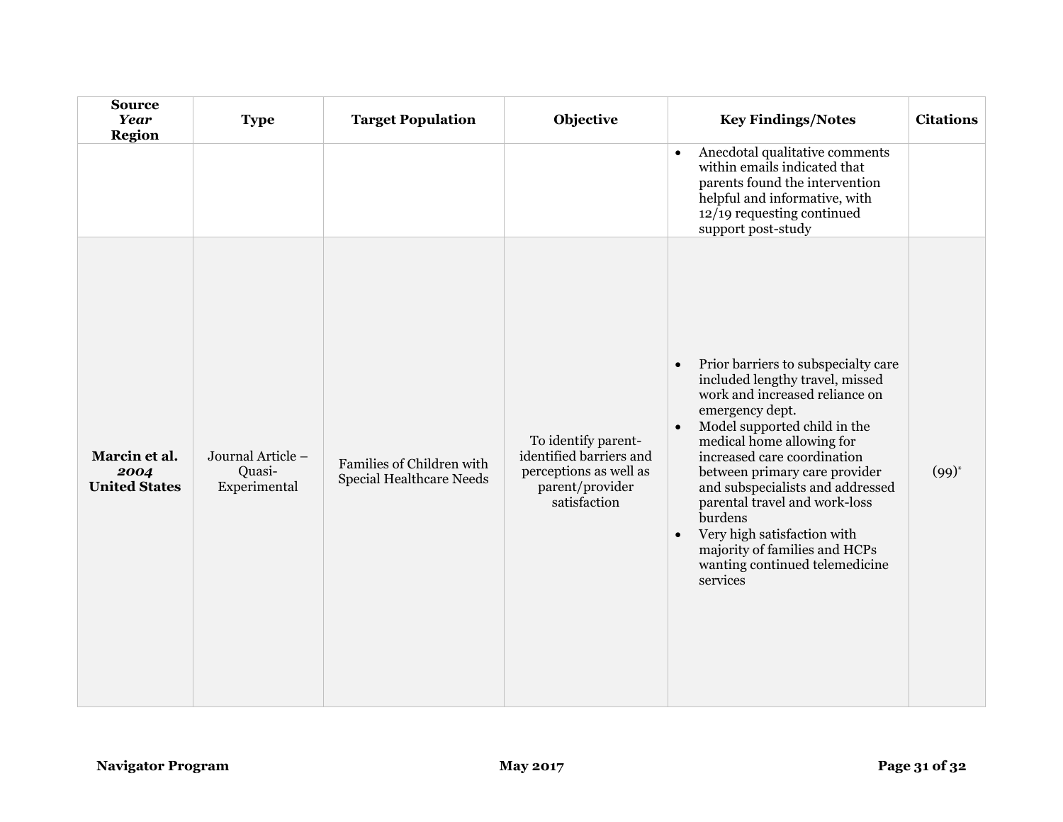| Source<br>*Year*<br>Region | Type | Target Population | Objective | Key Findings/Notes | Citations |
|---|---|---|---|---|---|
| | | | | • Anecdotal qualitative comments within emails indicated that parents found the intervention helpful and informative, with 12/19 requesting continued support post-study | |
| **Marcin et al.**<br>***2004***<br>**United States** | Journal Article – Quasi-Experimental | Families of Children with Special Healthcare Needs | To identify parent-identified barriers and perceptions as well as parent/provider satisfaction | • Prior barriers to subspecialty care included lengthy travel, missed work and increased reliance on emergency dept.<br>• Model supported child in the medical home allowing for increased care coordination between primary care provider and subspecialists and addressed parental travel and work-loss burdens<br>• Very high satisfaction with majority of families and HCPs wanting continued telemedicine services | (99)* |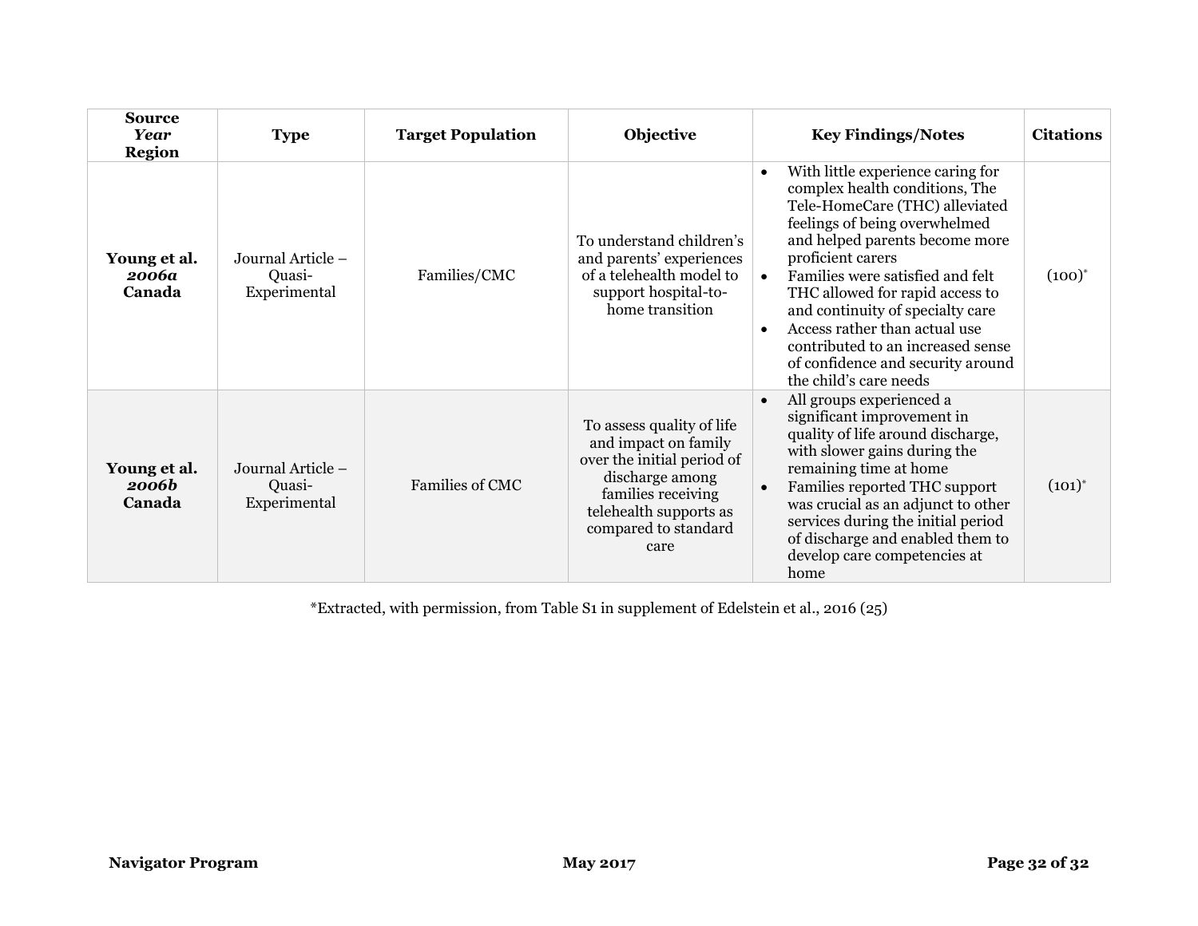| **Source** *Year* **Region** | **Type** | **Target Population** | **Objective** | **Key Findings/Notes** | **Citations** |
|---|---|---|---|---|---|
| **Young et al.** ***2006a*** **Canada** | Journal Article – Quasi-Experimental | Families/CMC | To understand children's and parents' experiences of a telehealth model to support hospital-to-home transition | • With little experience caring for complex health conditions, The Tele-HomeCare (THC) alleviated feelings of being overwhelmed and helped parents become more proficient carers<br>• Families were satisfied and felt THC allowed for rapid access to and continuity of specialty care<br>• Access rather than actual use contributed to an increased sense of confidence and security around the child's care needs | (100)* |
| **Young et al.** ***2006b*** **Canada** | Journal Article – Quasi-Experimental | Families of CMC | To assess quality of life and impact on family over the initial period of discharge among families receiving telehealth supports as compared to standard care | • All groups experienced a significant improvement in quality of life around discharge, with slower gains during the remaining time at home<br>• Families reported THC support was crucial as an adjunct to other services during the initial period of discharge and enabled them to develop care competencies at home | (101)* |

*Extracted, with permission, from Table S1 in supplement of Edelstein et al., 2016 (25)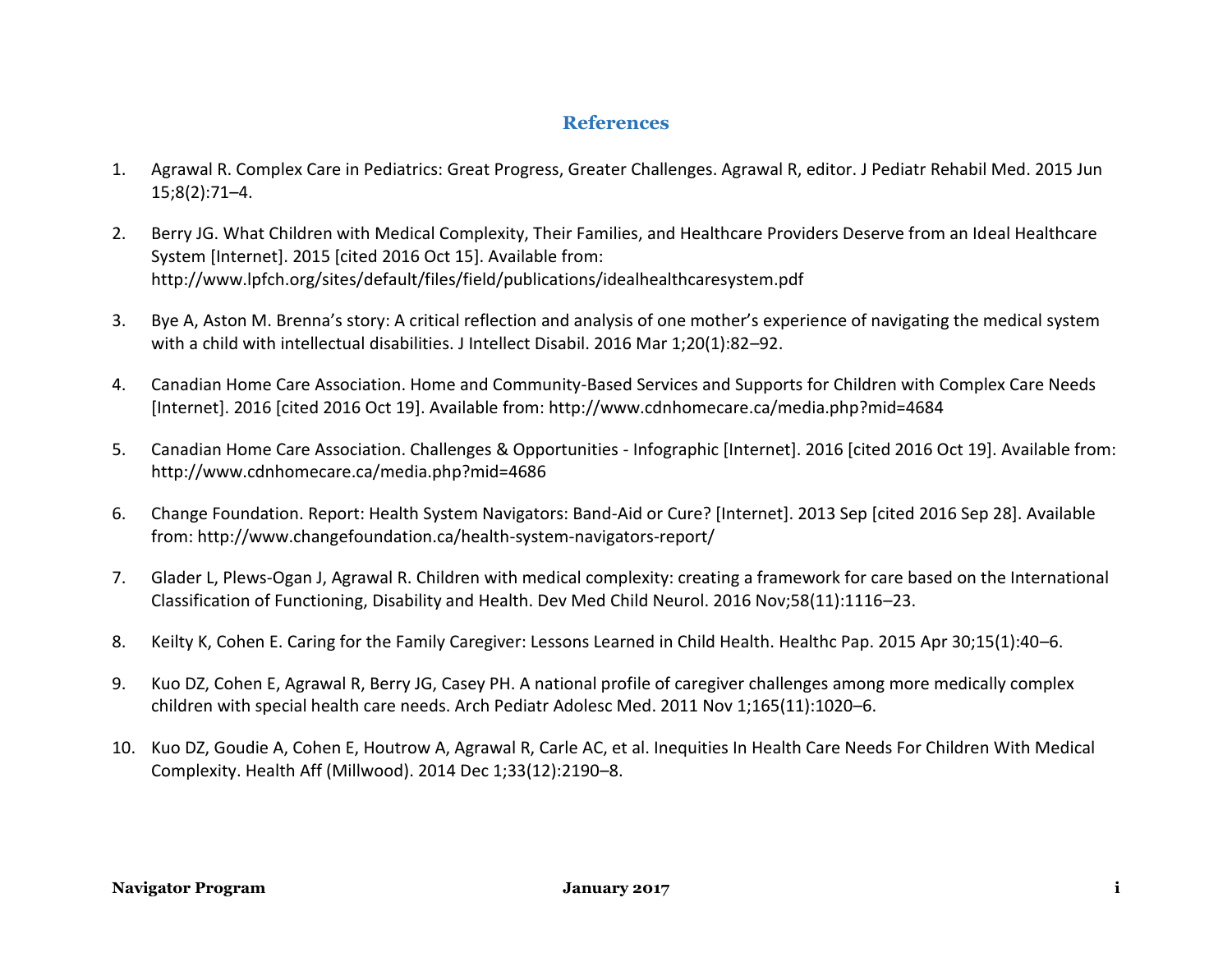## References

1. Agrawal R. Complex Care in Pediatrics: Great Progress, Greater Challenges. Agrawal R, editor. J Pediatr Rehabil Med. 2015 Jun 15;8(2):71–4.

2. Berry JG. What Children with Medical Complexity, Their Families, and Healthcare Providers Deserve from an Ideal Healthcare System [Internet]. 2015 [cited 2016 Oct 15]. Available from: http://www.lpfch.org/sites/default/files/field/publications/idealhealthcaresystem.pdf

3. Bye A, Aston M. Brenna's story: A critical reflection and analysis of one mother's experience of navigating the medical system with a child with intellectual disabilities. J Intellect Disabil. 2016 Mar 1;20(1):82–92.

4. Canadian Home Care Association. Home and Community-Based Services and Supports for Children with Complex Care Needs [Internet]. 2016 [cited 2016 Oct 19]. Available from: http://www.cdnhomecare.ca/media.php?mid=4684

5. Canadian Home Care Association. Challenges & Opportunities - Infographic [Internet]. 2016 [cited 2016 Oct 19]. Available from: http://www.cdnhomecare.ca/media.php?mid=4686

6. Change Foundation. Report: Health System Navigators: Band-Aid or Cure? [Internet]. 2013 Sep [cited 2016 Sep 28]. Available from: http://www.changefoundation.ca/health-system-navigators-report/

7. Glader L, Plews-Ogan J, Agrawal R. Children with medical complexity: creating a framework for care based on the International Classification of Functioning, Disability and Health. Dev Med Child Neurol. 2016 Nov;58(11):1116–23.

8. Keilty K, Cohen E. Caring for the Family Caregiver: Lessons Learned in Child Health. Healthc Pap. 2015 Apr 30;15(1):40–6.

9. Kuo DZ, Cohen E, Agrawal R, Berry JG, Casey PH. A national profile of caregiver challenges among more medically complex children with special health care needs. Arch Pediatr Adolesc Med. 2011 Nov 1;165(11):1020–6.

10. Kuo DZ, Goudie A, Cohen E, Houtrow A, Agrawal R, Carle AC, et al. Inequities In Health Care Needs For Children With Medical Complexity. Health Aff (Millwood). 2014 Dec 1;33(12):2190–8.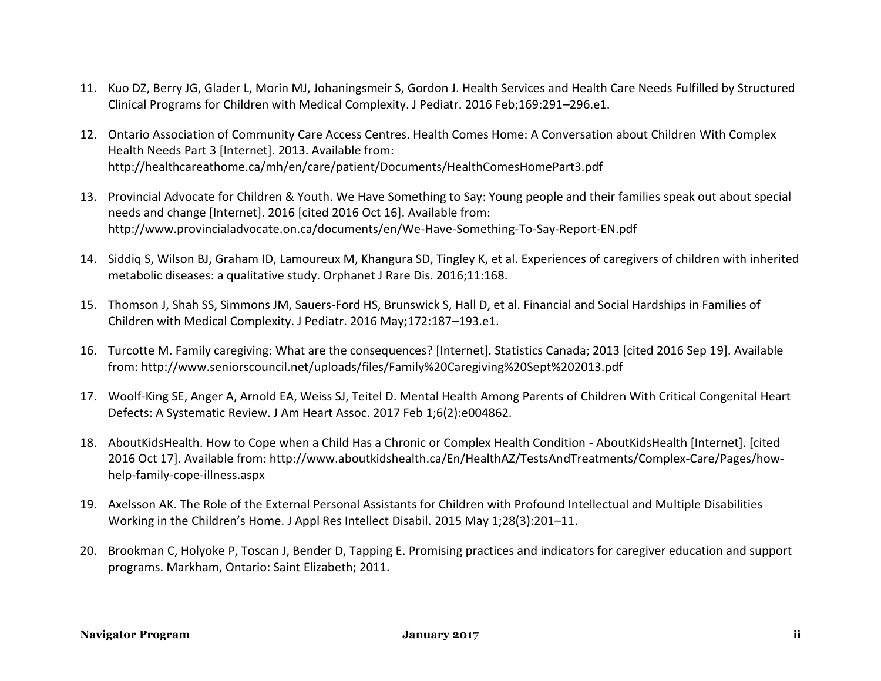11. Kuo DZ, Berry JG, Glader L, Morin MJ, Johaningsmeir S, Gordon J. Health Services and Health Care Needs Fulfilled by Structured Clinical Programs for Children with Medical Complexity. J Pediatr. 2016 Feb;169:291–296.e1.

12. Ontario Association of Community Care Access Centres. Health Comes Home: A Conversation about Children With Complex Health Needs Part 3 [Internet]. 2013. Available from: http://healthcareathome.ca/mh/en/care/patient/Documents/HealthComesHomePart3.pdf

13. Provincial Advocate for Children & Youth. We Have Something to Say: Young people and their families speak out about special needs and change [Internet]. 2016 [cited 2016 Oct 16]. Available from: http://www.provincialadvocate.on.ca/documents/en/We-Have-Something-To-Say-Report-EN.pdf

14. Siddiq S, Wilson BJ, Graham ID, Lamoureux M, Khangura SD, Tingley K, et al. Experiences of caregivers of children with inherited metabolic diseases: a qualitative study. Orphanet J Rare Dis. 2016;11:168.

15. Thomson J, Shah SS, Simmons JM, Sauers-Ford HS, Brunswick S, Hall D, et al. Financial and Social Hardships in Families of Children with Medical Complexity. J Pediatr. 2016 May;172:187–193.e1.

16. Turcotte M. Family caregiving: What are the consequences? [Internet]. Statistics Canada; 2013 [cited 2016 Sep 19]. Available from: http://www.seniorscouncil.net/uploads/files/Family%20Caregiving%20Sept%202013.pdf

17. Woolf-King SE, Anger A, Arnold EA, Weiss SJ, Teitel D. Mental Health Among Parents of Children With Critical Congenital Heart Defects: A Systematic Review. J Am Heart Assoc. 2017 Feb 1;6(2):e004862.

18. AboutKidsHealth. How to Cope when a Child Has a Chronic or Complex Health Condition - AboutKidsHealth [Internet]. [cited 2016 Oct 17]. Available from: http://www.aboutkidshealth.ca/En/HealthAZ/TestsAndTreatments/Complex-Care/Pages/how-help-family-cope-illness.aspx

19. Axelsson AK. The Role of the External Personal Assistants for Children with Profound Intellectual and Multiple Disabilities Working in the Children's Home. J Appl Res Intellect Disabil. 2015 May 1;28(3):201–11.

20. Brookman C, Holyoke P, Toscan J, Bender D, Tapping E. Promising practices and indicators for caregiver education and support programs. Markham, Ontario: Saint Elizabeth; 2011.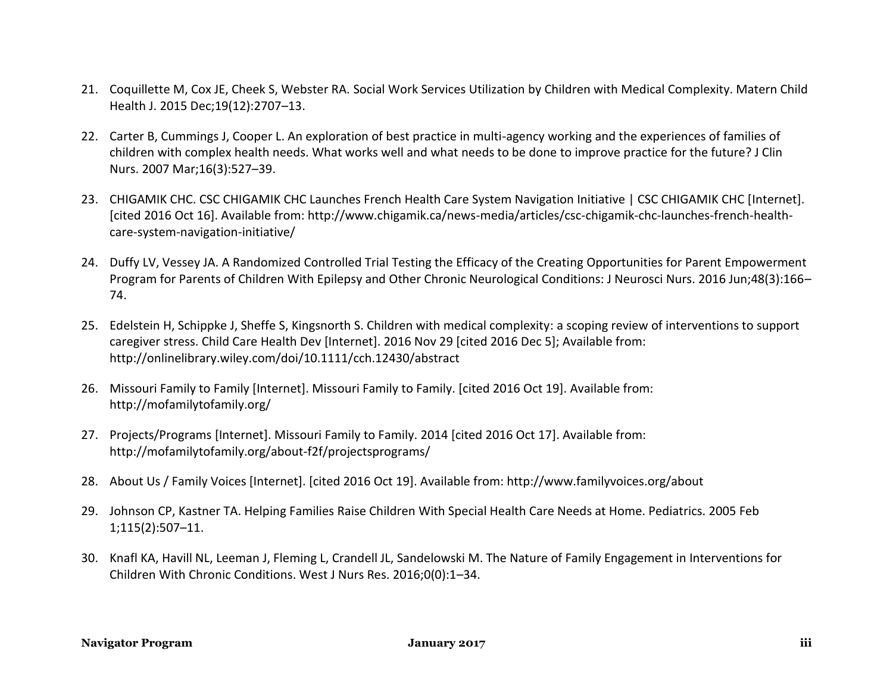21. Coquillette M, Cox JE, Cheek S, Webster RA. Social Work Services Utilization by Children with Medical Complexity. Matern Child Health J. 2015 Dec;19(12):2707–13.

22. Carter B, Cummings J, Cooper L. An exploration of best practice in multi-agency working and the experiences of families of children with complex health needs. What works well and what needs to be done to improve practice for the future? J Clin Nurs. 2007 Mar;16(3):527–39.

23. CHIGAMIK CHC. CSC CHIGAMIK CHC Launches French Health Care System Navigation Initiative | CSC CHIGAMIK CHC [Internet]. [cited 2016 Oct 16]. Available from: http://www.chigamik.ca/news-media/articles/csc-chigamik-chc-launches-french-health-care-system-navigation-initiative/

24. Duffy LV, Vessey JA. A Randomized Controlled Trial Testing the Efficacy of the Creating Opportunities for Parent Empowerment Program for Parents of Children With Epilepsy and Other Chronic Neurological Conditions: J Neurosci Nurs. 2016 Jun;48(3):166–74.

25. Edelstein H, Schippke J, Sheffe S, Kingsnorth S. Children with medical complexity: a scoping review of interventions to support caregiver stress. Child Care Health Dev [Internet]. 2016 Nov 29 [cited 2016 Dec 5]; Available from: http://onlinelibrary.wiley.com/doi/10.1111/cch.12430/abstract

26. Missouri Family to Family [Internet]. Missouri Family to Family. [cited 2016 Oct 19]. Available from: http://mofamilytofamily.org/

27. Projects/Programs [Internet]. Missouri Family to Family. 2014 [cited 2016 Oct 17]. Available from: http://mofamilytofamily.org/about-f2f/projectsprograms/

28. About Us / Family Voices [Internet]. [cited 2016 Oct 19]. Available from: http://www.familyvoices.org/about

29. Johnson CP, Kastner TA. Helping Families Raise Children With Special Health Care Needs at Home. Pediatrics. 2005 Feb 1;115(2):507–11.

30. Knafl KA, Havill NL, Leeman J, Fleming L, Crandell JL, Sandelowski M. The Nature of Family Engagement in Interventions for Children With Chronic Conditions. West J Nurs Res. 2016;0(0):1–34.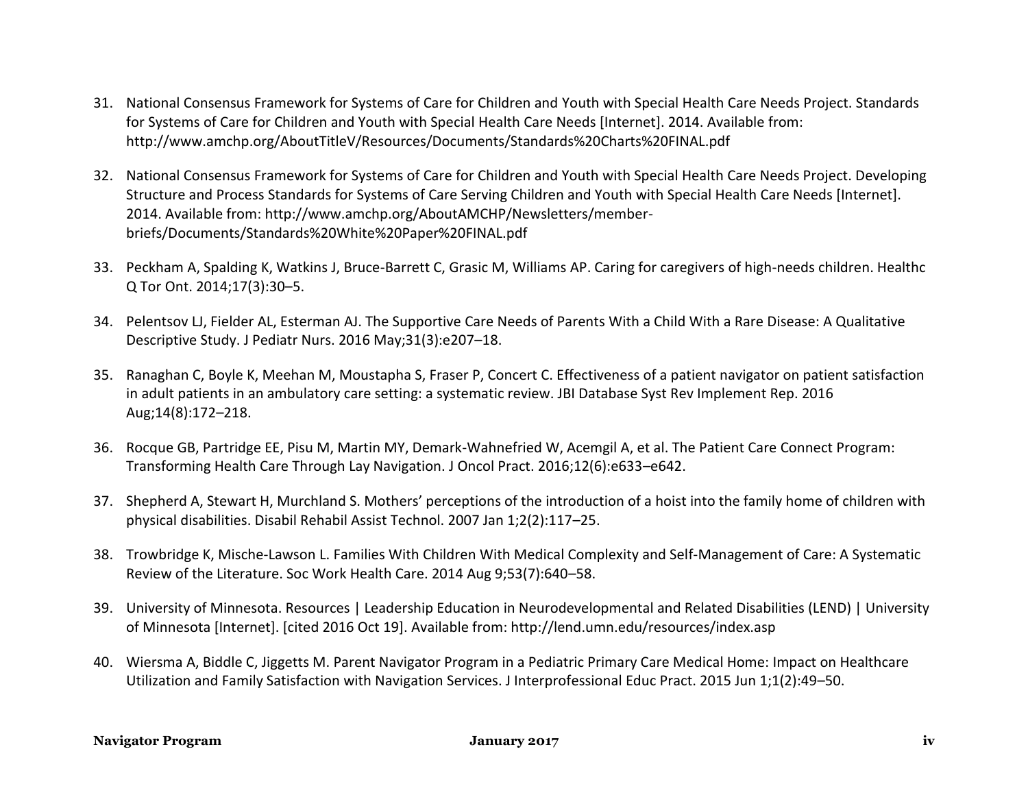31. National Consensus Framework for Systems of Care for Children and Youth with Special Health Care Needs Project. Standards for Systems of Care for Children and Youth with Special Health Care Needs [Internet]. 2014. Available from: http://www.amchp.org/AboutTitleV/Resources/Documents/Standards%20Charts%20FINAL.pdf

32. National Consensus Framework for Systems of Care for Children and Youth with Special Health Care Needs Project. Developing Structure and Process Standards for Systems of Care Serving Children and Youth with Special Health Care Needs [Internet]. 2014. Available from: http://www.amchp.org/AboutAMCHP/Newsletters/member-briefs/Documents/Standards%20White%20Paper%20FINAL.pdf

33. Peckham A, Spalding K, Watkins J, Bruce-Barrett C, Grasic M, Williams AP. Caring for caregivers of high-needs children. Healthc Q Tor Ont. 2014;17(3):30–5.

34. Pelentsov LJ, Fielder AL, Esterman AJ. The Supportive Care Needs of Parents With a Child With a Rare Disease: A Qualitative Descriptive Study. J Pediatr Nurs. 2016 May;31(3):e207–18.

35. Ranaghan C, Boyle K, Meehan M, Moustapha S, Fraser P, Concert C. Effectiveness of a patient navigator on patient satisfaction in adult patients in an ambulatory care setting: a systematic review. JBI Database Syst Rev Implement Rep. 2016 Aug;14(8):172–218.

36. Rocque GB, Partridge EE, Pisu M, Martin MY, Demark-Wahnefried W, Acemgil A, et al. The Patient Care Connect Program: Transforming Health Care Through Lay Navigation. J Oncol Pract. 2016;12(6):e633–e642.

37. Shepherd A, Stewart H, Murchland S. Mothers' perceptions of the introduction of a hoist into the family home of children with physical disabilities. Disabil Rehabil Assist Technol. 2007 Jan 1;2(2):117–25.

38. Trowbridge K, Mische-Lawson L. Families With Children With Medical Complexity and Self-Management of Care: A Systematic Review of the Literature. Soc Work Health Care. 2014 Aug 9;53(7):640–58.

39. University of Minnesota. Resources | Leadership Education in Neurodevelopmental and Related Disabilities (LEND) | University of Minnesota [Internet]. [cited 2016 Oct 19]. Available from: http://lend.umn.edu/resources/index.asp

40. Wiersma A, Biddle C, Jiggetts M. Parent Navigator Program in a Pediatric Primary Care Medical Home: Impact on Healthcare Utilization and Family Satisfaction with Navigation Services. J Interprofessional Educ Pract. 2015 Jun 1;1(2):49–50.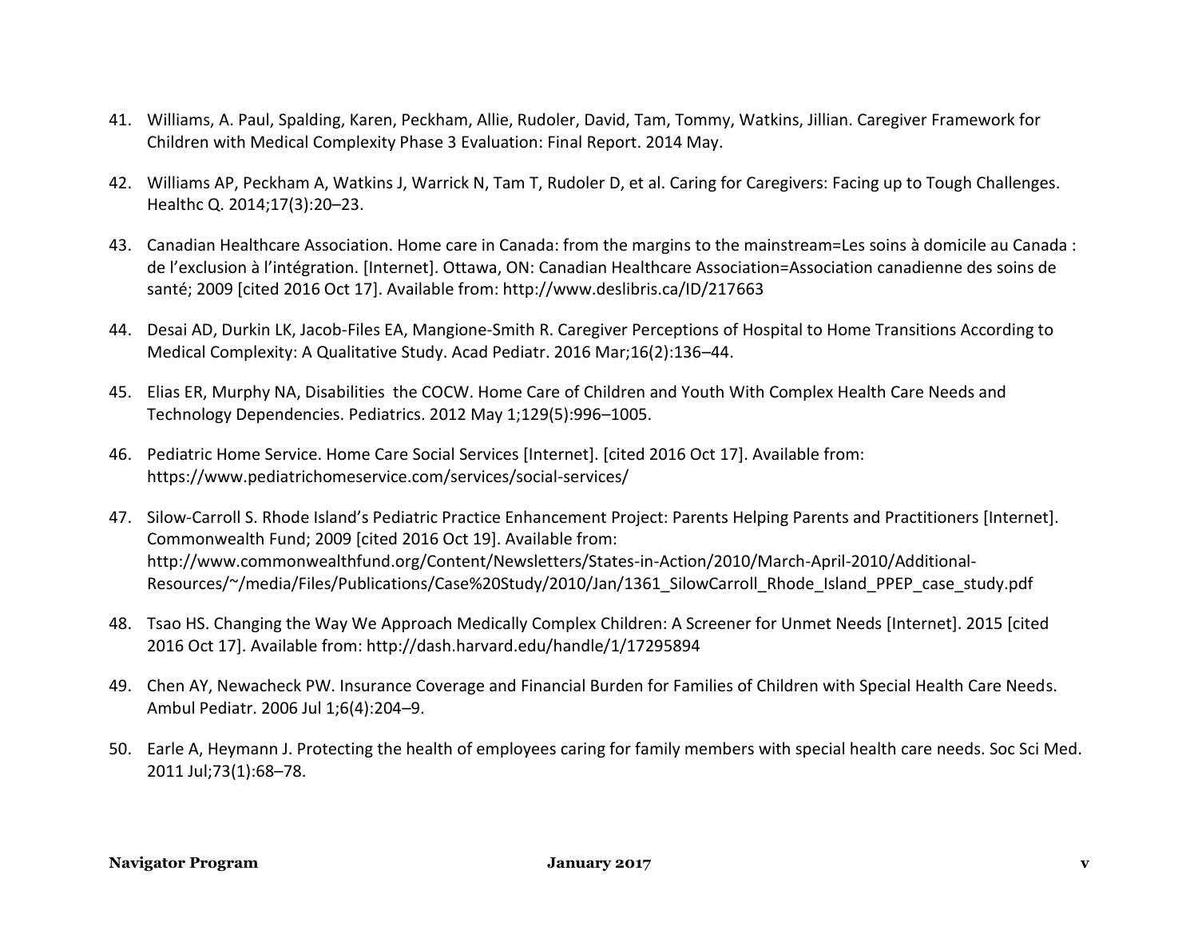41. Williams, A. Paul, Spalding, Karen, Peckham, Allie, Rudoler, David, Tam, Tommy, Watkins, Jillian. Caregiver Framework for Children with Medical Complexity Phase 3 Evaluation: Final Report. 2014 May.

42. Williams AP, Peckham A, Watkins J, Warrick N, Tam T, Rudoler D, et al. Caring for Caregivers: Facing up to Tough Challenges. Healthc Q. 2014;17(3):20–23.

43. Canadian Healthcare Association. Home care in Canada: from the margins to the mainstream=Les soins à domicile au Canada : de l'exclusion à l'intégration. [Internet]. Ottawa, ON: Canadian Healthcare Association=Association canadienne des soins de santé; 2009 [cited 2016 Oct 17]. Available from: http://www.deslibris.ca/ID/217663

44. Desai AD, Durkin LK, Jacob-Files EA, Mangione-Smith R. Caregiver Perceptions of Hospital to Home Transitions According to Medical Complexity: A Qualitative Study. Acad Pediatr. 2016 Mar;16(2):136–44.

45. Elias ER, Murphy NA, Disabilities the COCW. Home Care of Children and Youth With Complex Health Care Needs and Technology Dependencies. Pediatrics. 2012 May 1;129(5):996–1005.

46. Pediatric Home Service. Home Care Social Services [Internet]. [cited 2016 Oct 17]. Available from: https://www.pediatrichomeservice.com/services/social-services/

47. Silow-Carroll S. Rhode Island's Pediatric Practice Enhancement Project: Parents Helping Parents and Practitioners [Internet]. Commonwealth Fund; 2009 [cited 2016 Oct 19]. Available from: http://www.commonwealthfund.org/Content/Newsletters/States-in-Action/2010/March-April-2010/Additional-Resources/~/media/Files/Publications/Case%20Study/2010/Jan/1361_SilowCarroll_Rhode_Island_PPEP_case_study.pdf

48. Tsao HS. Changing the Way We Approach Medically Complex Children: A Screener for Unmet Needs [Internet]. 2015 [cited 2016 Oct 17]. Available from: http://dash.harvard.edu/handle/1/17295894

49. Chen AY, Newacheck PW. Insurance Coverage and Financial Burden for Families of Children with Special Health Care Needs. Ambul Pediatr. 2006 Jul 1;6(4):204–9.

50. Earle A, Heymann J. Protecting the health of employees caring for family members with special health care needs. Soc Sci Med. 2011 Jul;73(1):68–78.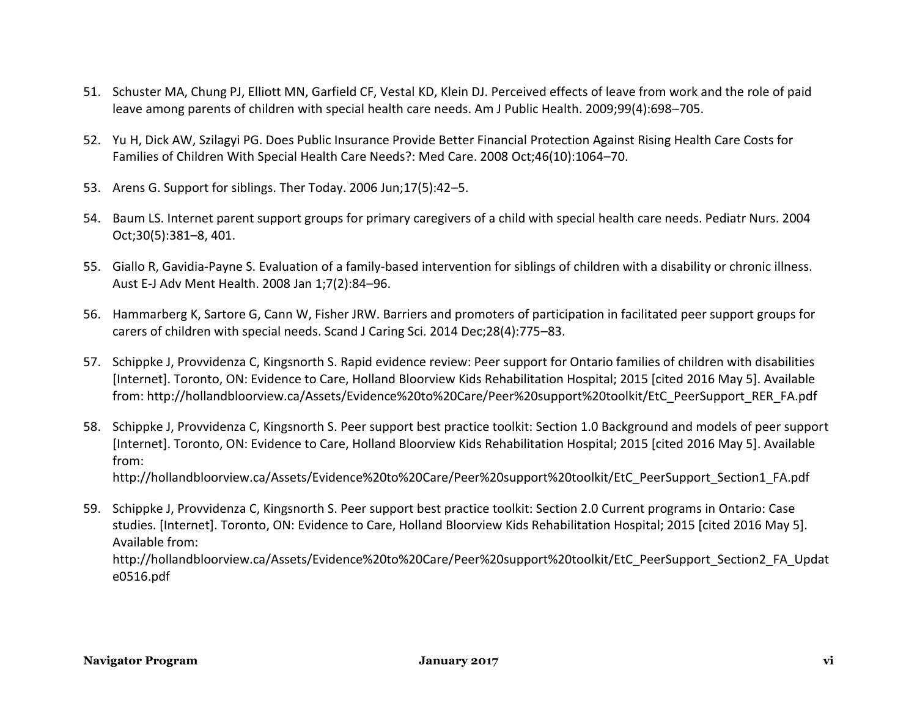51. Schuster MA, Chung PJ, Elliott MN, Garfield CF, Vestal KD, Klein DJ. Perceived effects of leave from work and the role of paid leave among parents of children with special health care needs. Am J Public Health. 2009;99(4):698–705.

52. Yu H, Dick AW, Szilagyi PG. Does Public Insurance Provide Better Financial Protection Against Rising Health Care Costs for Families of Children With Special Health Care Needs?: Med Care. 2008 Oct;46(10):1064–70.

53. Arens G. Support for siblings. Ther Today. 2006 Jun;17(5):42–5.

54. Baum LS. Internet parent support groups for primary caregivers of a child with special health care needs. Pediatr Nurs. 2004 Oct;30(5):381–8, 401.

55. Giallo R, Gavidia-Payne S. Evaluation of a family-based intervention for siblings of children with a disability or chronic illness. Aust E-J Adv Ment Health. 2008 Jan 1;7(2):84–96.

56. Hammarberg K, Sartore G, Cann W, Fisher JRW. Barriers and promoters of participation in facilitated peer support groups for carers of children with special needs. Scand J Caring Sci. 2014 Dec;28(4):775–83.

57. Schippke J, Provvidenza C, Kingsnorth S. Rapid evidence review: Peer support for Ontario families of children with disabilities [Internet]. Toronto, ON: Evidence to Care, Holland Bloorview Kids Rehabilitation Hospital; 2015 [cited 2016 May 5]. Available from: http://hollandbloorview.ca/Assets/Evidence%20to%20Care/Peer%20support%20toolkit/EtC_PeerSupport_RER_FA.pdf

58. Schippke J, Provvidenza C, Kingsnorth S. Peer support best practice toolkit: Section 1.0 Background and models of peer support [Internet]. Toronto, ON: Evidence to Care, Holland Bloorview Kids Rehabilitation Hospital; 2015 [cited 2016 May 5]. Available from: http://hollandbloorview.ca/Assets/Evidence%20to%20Care/Peer%20support%20toolkit/EtC_PeerSupport_Section1_FA.pdf

59. Schippke J, Provvidenza C, Kingsnorth S. Peer support best practice toolkit: Section 2.0 Current programs in Ontario: Case studies. [Internet]. Toronto, ON: Evidence to Care, Holland Bloorview Kids Rehabilitation Hospital; 2015 [cited 2016 May 5]. Available from: http://hollandbloorview.ca/Assets/Evidence%20to%20Care/Peer%20support%20toolkit/EtC_PeerSupport_Section2_FA_Update0516.pdf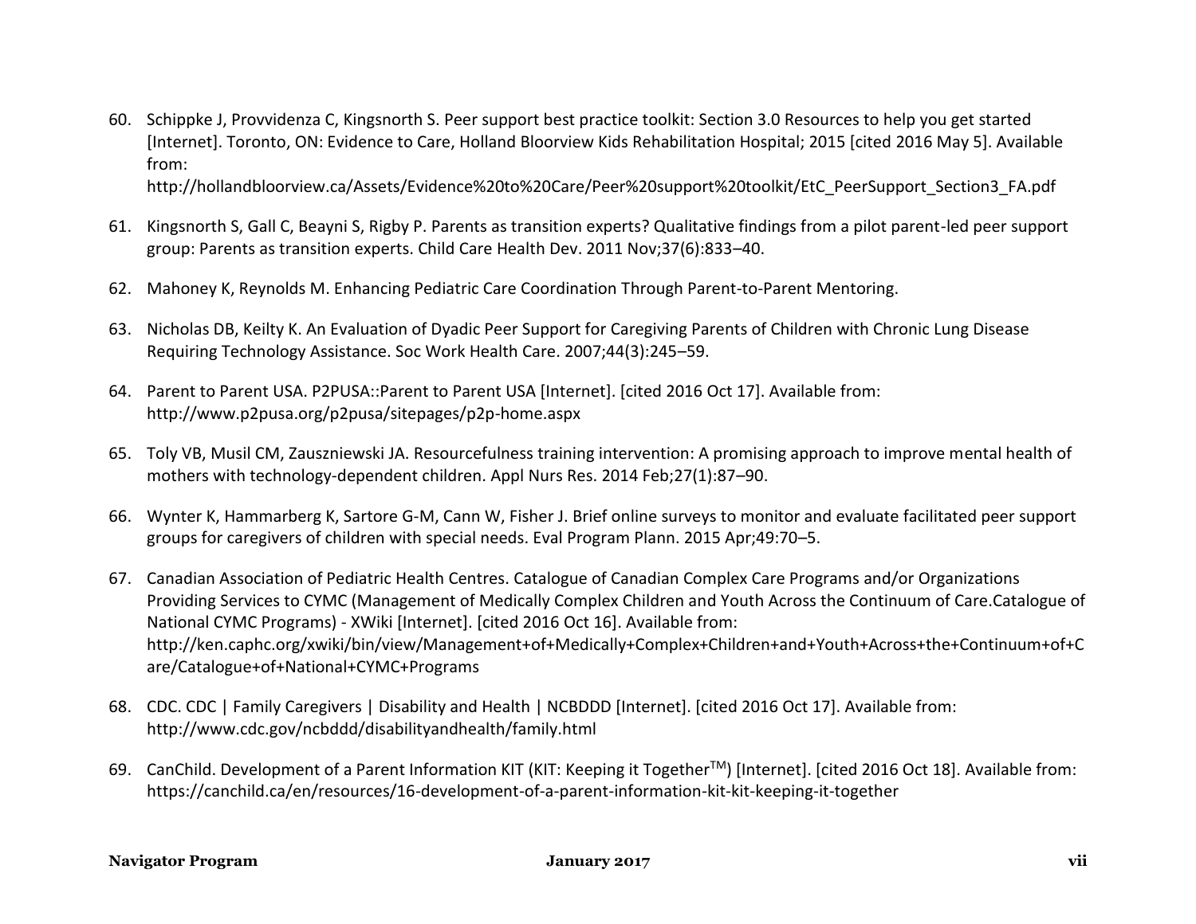60. Schippke J, Provvidenza C, Kingsnorth S. Peer support best practice toolkit: Section 3.0 Resources to help you get started [Internet]. Toronto, ON: Evidence to Care, Holland Bloorview Kids Rehabilitation Hospital; 2015 [cited 2016 May 5]. Available from: http://hollandbloorview.ca/Assets/Evidence%20to%20Care/Peer%20support%20toolkit/EtC_PeerSupport_Section3_FA.pdf

61. Kingsnorth S, Gall C, Beayni S, Rigby P. Parents as transition experts? Qualitative findings from a pilot parent-led peer support group: Parents as transition experts. Child Care Health Dev. 2011 Nov;37(6):833–40.

62. Mahoney K, Reynolds M. Enhancing Pediatric Care Coordination Through Parent-to-Parent Mentoring.

63. Nicholas DB, Keilty K. An Evaluation of Dyadic Peer Support for Caregiving Parents of Children with Chronic Lung Disease Requiring Technology Assistance. Soc Work Health Care. 2007;44(3):245–59.

64. Parent to Parent USA. P2PUSA::Parent to Parent USA [Internet]. [cited 2016 Oct 17]. Available from: http://www.p2pusa.org/p2pusa/sitepages/p2p-home.aspx

65. Toly VB, Musil CM, Zauszniewski JA. Resourcefulness training intervention: A promising approach to improve mental health of mothers with technology-dependent children. Appl Nurs Res. 2014 Feb;27(1):87–90.

66. Wynter K, Hammarberg K, Sartore G-M, Cann W, Fisher J. Brief online surveys to monitor and evaluate facilitated peer support groups for caregivers of children with special needs. Eval Program Plann. 2015 Apr;49:70–5.

67. Canadian Association of Pediatric Health Centres. Catalogue of Canadian Complex Care Programs and/or Organizations Providing Services to CYMC (Management of Medically Complex Children and Youth Across the Continuum of Care.Catalogue of National CYMC Programs) - XWiki [Internet]. [cited 2016 Oct 16]. Available from: http://ken.caphc.org/xwiki/bin/view/Management+of+Medically+Complex+Children+and+Youth+Across+the+Continuum+of+Care/Catalogue+of+National+CYMC+Programs

68. CDC. CDC | Family Caregivers | Disability and Health | NCBDDD [Internet]. [cited 2016 Oct 17]. Available from: http://www.cdc.gov/ncbddd/disabilityandhealth/family.html

69. CanChild. Development of a Parent Information KIT (KIT: Keeping it Together™) [Internet]. [cited 2016 Oct 18]. Available from: https://canchild.ca/en/resources/16-development-of-a-parent-information-kit-kit-keeping-it-together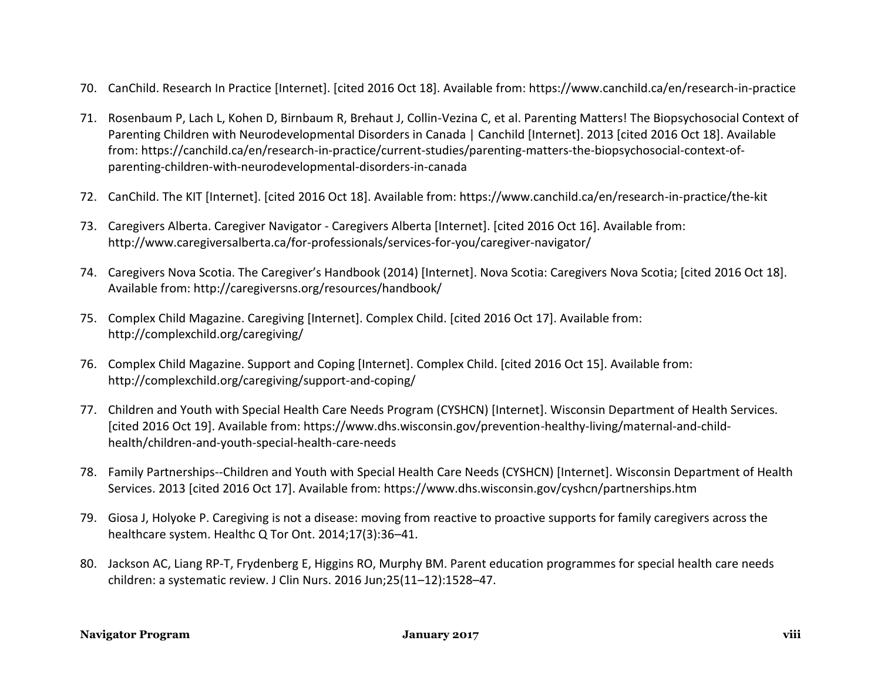70. CanChild. Research In Practice [Internet]. [cited 2016 Oct 18]. Available from: https://www.canchild.ca/en/research-in-practice

71. Rosenbaum P, Lach L, Kohen D, Birnbaum R, Brehaut J, Collin-Vezina C, et al. Parenting Matters! The Biopsychosocial Context of Parenting Children with Neurodevelopmental Disorders in Canada | Canchild [Internet]. 2013 [cited 2016 Oct 18]. Available from: https://canchild.ca/en/research-in-practice/current-studies/parenting-matters-the-biopsychosocial-context-of-parenting-children-with-neurodevelopmental-disorders-in-canada

72. CanChild. The KIT [Internet]. [cited 2016 Oct 18]. Available from: https://www.canchild.ca/en/research-in-practice/the-kit

73. Caregivers Alberta. Caregiver Navigator - Caregivers Alberta [Internet]. [cited 2016 Oct 16]. Available from: http://www.caregiversalberta.ca/for-professionals/services-for-you/caregiver-navigator/

74. Caregivers Nova Scotia. The Caregiver's Handbook (2014) [Internet]. Nova Scotia: Caregivers Nova Scotia; [cited 2016 Oct 18]. Available from: http://caregiversns.org/resources/handbook/

75. Complex Child Magazine. Caregiving [Internet]. Complex Child. [cited 2016 Oct 17]. Available from: http://complexchild.org/caregiving/

76. Complex Child Magazine. Support and Coping [Internet]. Complex Child. [cited 2016 Oct 15]. Available from: http://complexchild.org/caregiving/support-and-coping/

77. Children and Youth with Special Health Care Needs Program (CYSHCN) [Internet]. Wisconsin Department of Health Services. [cited 2016 Oct 19]. Available from: https://www.dhs.wisconsin.gov/prevention-healthy-living/maternal-and-child-health/children-and-youth-special-health-care-needs

78. Family Partnerships--Children and Youth with Special Health Care Needs (CYSHCN) [Internet]. Wisconsin Department of Health Services. 2013 [cited 2016 Oct 17]. Available from: https://www.dhs.wisconsin.gov/cyshcn/partnerships.htm

79. Giosa J, Holyoke P. Caregiving is not a disease: moving from reactive to proactive supports for family caregivers across the healthcare system. Healthc Q Tor Ont. 2014;17(3):36–41.

80. Jackson AC, Liang RP-T, Frydenberg E, Higgins RO, Murphy BM. Parent education programmes for special health care needs children: a systematic review. J Clin Nurs. 2016 Jun;25(11–12):1528–47.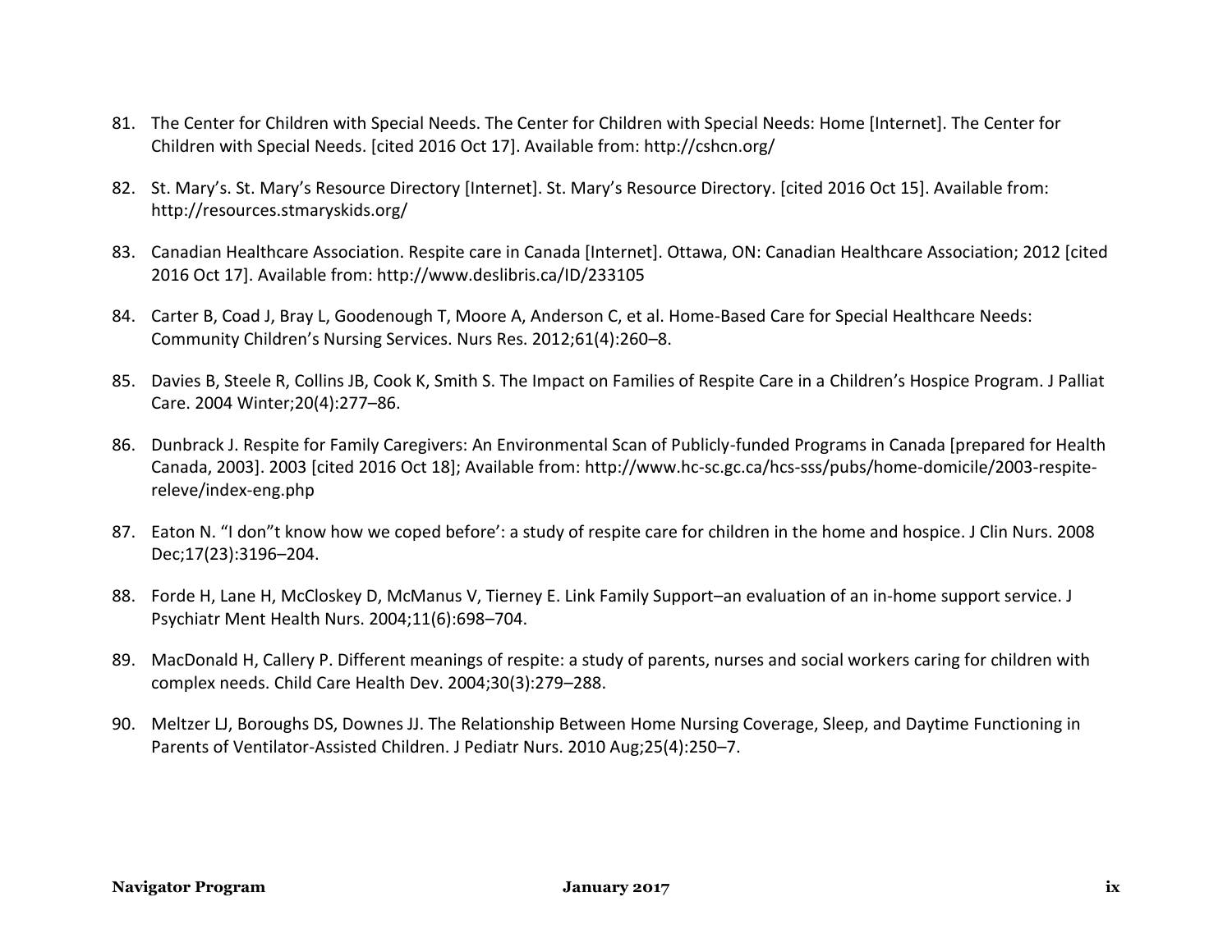81. The Center for Children with Special Needs. The Center for Children with Special Needs: Home [Internet]. The Center for Children with Special Needs. [cited 2016 Oct 17]. Available from: http://cshcn.org/

82. St. Mary's. St. Mary's Resource Directory [Internet]. St. Mary's Resource Directory. [cited 2016 Oct 15]. Available from: http://resources.stmaryskids.org/

83. Canadian Healthcare Association. Respite care in Canada [Internet]. Ottawa, ON: Canadian Healthcare Association; 2012 [cited 2016 Oct 17]. Available from: http://www.deslibris.ca/ID/233105

84. Carter B, Coad J, Bray L, Goodenough T, Moore A, Anderson C, et al. Home-Based Care for Special Healthcare Needs: Community Children's Nursing Services. Nurs Res. 2012;61(4):260–8.

85. Davies B, Steele R, Collins JB, Cook K, Smith S. The Impact on Families of Respite Care in a Children's Hospice Program. J Palliat Care. 2004 Winter;20(4):277–86.

86. Dunbrack J. Respite for Family Caregivers: An Environmental Scan of Publicly-funded Programs in Canada [prepared for Health Canada, 2003]. 2003 [cited 2016 Oct 18]; Available from: http://www.hc-sc.gc.ca/hcs-sss/pubs/home-domicile/2003-respite-releve/index-eng.php

87. Eaton N. "I don"t know how we coped before': a study of respite care for children in the home and hospice. J Clin Nurs. 2008 Dec;17(23):3196–204.

88. Forde H, Lane H, McCloskey D, McManus V, Tierney E. Link Family Support–an evaluation of an in-home support service. J Psychiatr Ment Health Nurs. 2004;11(6):698–704.

89. MacDonald H, Callery P. Different meanings of respite: a study of parents, nurses and social workers caring for children with complex needs. Child Care Health Dev. 2004;30(3):279–288.

90. Meltzer LJ, Boroughs DS, Downes JJ. The Relationship Between Home Nursing Coverage, Sleep, and Daytime Functioning in Parents of Ventilator-Assisted Children. J Pediatr Nurs. 2010 Aug;25(4):250–7.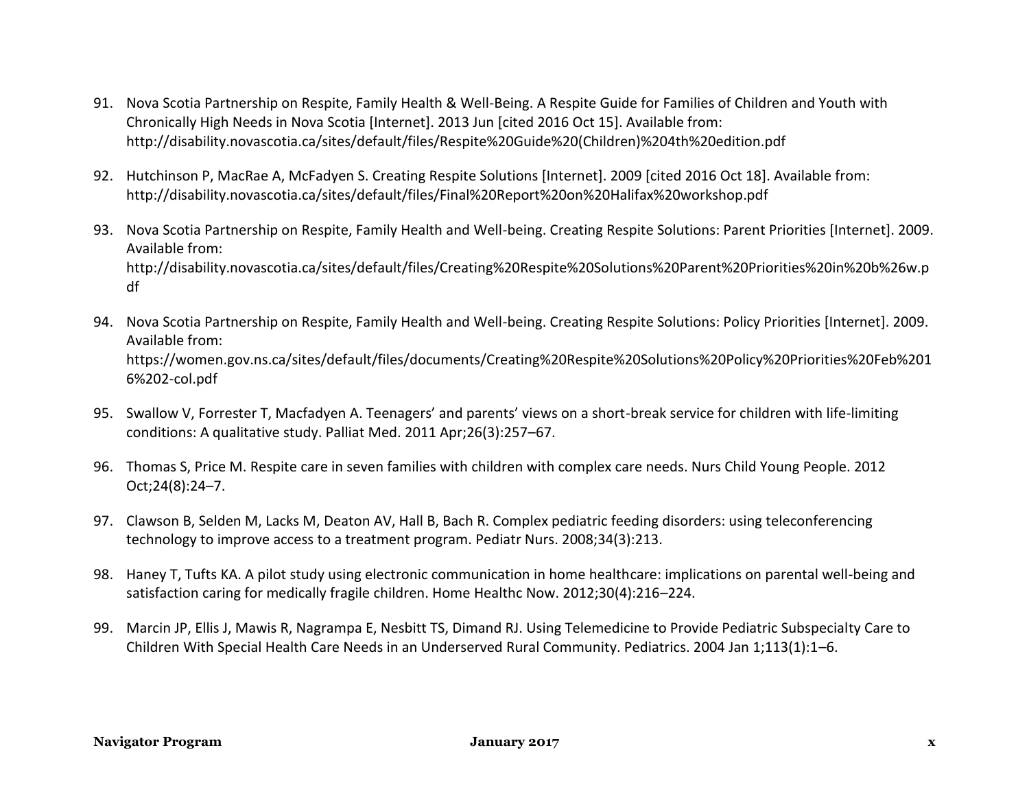91. Nova Scotia Partnership on Respite, Family Health & Well-Being. A Respite Guide for Families of Children and Youth with Chronically High Needs in Nova Scotia [Internet]. 2013 Jun [cited 2016 Oct 15]. Available from: http://disability.novascotia.ca/sites/default/files/Respite%20Guide%20(Children)%204th%20edition.pdf

92. Hutchinson P, MacRae A, McFadyen S. Creating Respite Solutions [Internet]. 2009 [cited 2016 Oct 18]. Available from: http://disability.novascotia.ca/sites/default/files/Final%20Report%20on%20Halifax%20workshop.pdf

93. Nova Scotia Partnership on Respite, Family Health and Well-being. Creating Respite Solutions: Parent Priorities [Internet]. 2009. Available from: http://disability.novascotia.ca/sites/default/files/Creating%20Respite%20Solutions%20Parent%20Priorities%20in%20b%26w.pdf

94. Nova Scotia Partnership on Respite, Family Health and Well-being. Creating Respite Solutions: Policy Priorities [Internet]. 2009. Available from: https://women.gov.ns.ca/sites/default/files/documents/Creating%20Respite%20Solutions%20Policy%20Priorities%20Feb%2016%202-col.pdf

95. Swallow V, Forrester T, Macfadyen A. Teenagers' and parents' views on a short-break service for children with life-limiting conditions: A qualitative study. Palliat Med. 2011 Apr;26(3):257–67.

96. Thomas S, Price M. Respite care in seven families with children with complex care needs. Nurs Child Young People. 2012 Oct;24(8):24–7.

97. Clawson B, Selden M, Lacks M, Deaton AV, Hall B, Bach R. Complex pediatric feeding disorders: using teleconferencing technology to improve access to a treatment program. Pediatr Nurs. 2008;34(3):213.

98. Haney T, Tufts KA. A pilot study using electronic communication in home healthcare: implications on parental well-being and satisfaction caring for medically fragile children. Home Healthc Now. 2012;30(4):216–224.

99. Marcin JP, Ellis J, Mawis R, Nagrampa E, Nesbitt TS, Dimand RJ. Using Telemedicine to Provide Pediatric Subspecialty Care to Children With Special Health Care Needs in an Underserved Rural Community. Pediatrics. 2004 Jan 1;113(1):1–6.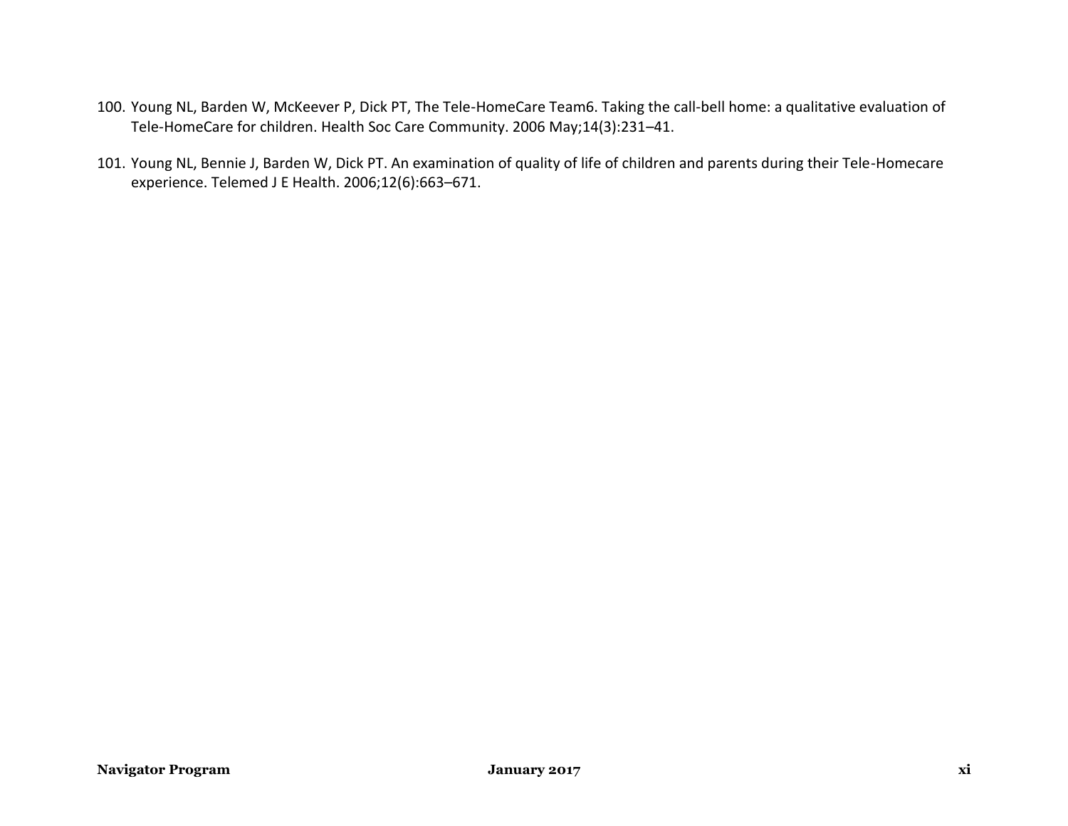100. Young NL, Barden W, McKeever P, Dick PT, The Tele-HomeCare Team6. Taking the call-bell home: a qualitative evaluation of Tele-HomeCare for children. Health Soc Care Community. 2006 May;14(3):231–41.

101. Young NL, Bennie J, Barden W, Dick PT. An examination of quality of life of children and parents during their Tele-Homecare experience. Telemed J E Health. 2006;12(6):663–671.